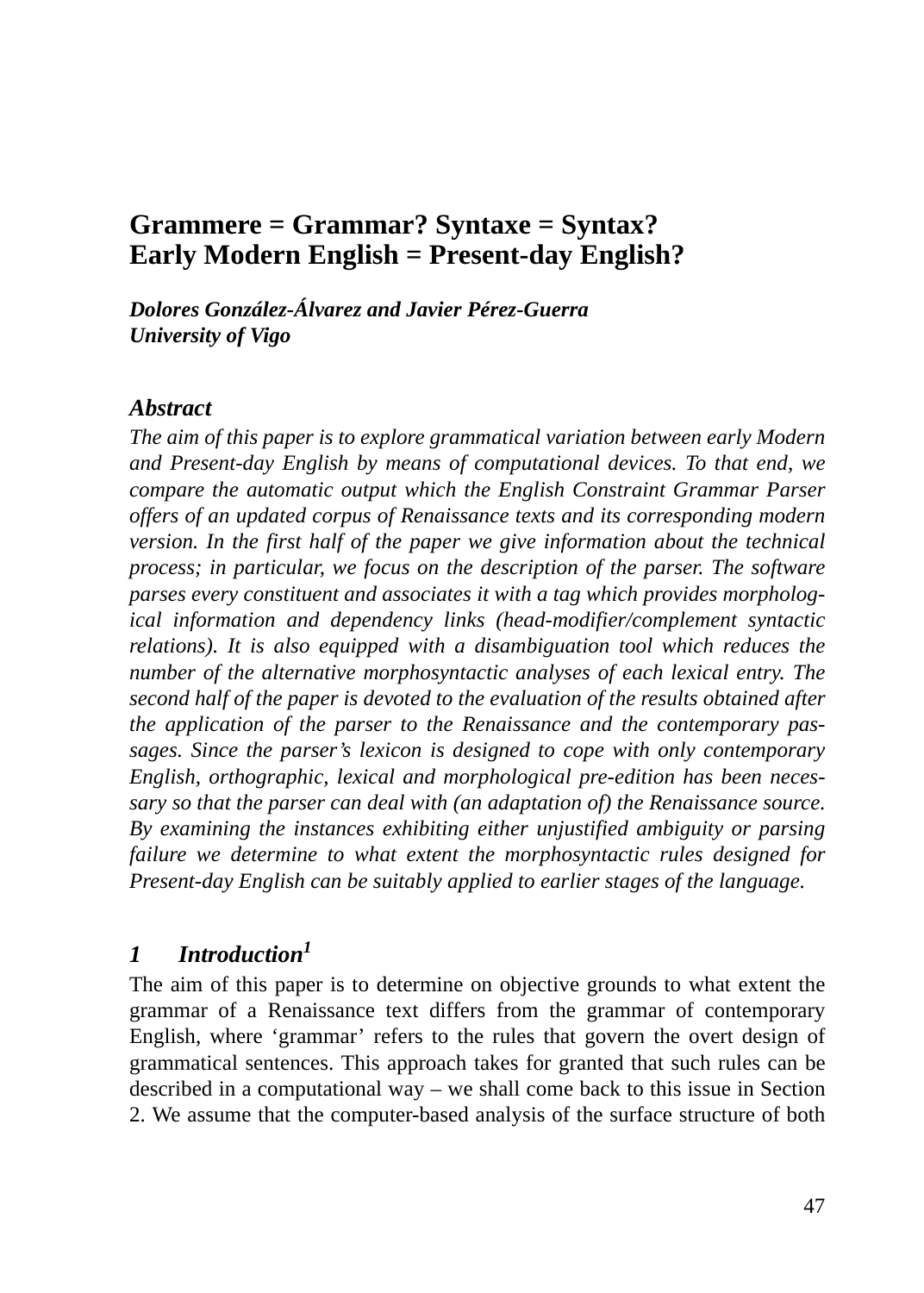# Grammere = Grammar? Syntaxe = Syntax? Early Modern English = Present-day English?

***Dolores González-Álvarez and Javier Pérez-Guerra***
***University of Vigo***

## *Abstract*

*The aim of this paper is to explore grammatical variation between early Modern and Present-day English by means of computational devices. To that end, we compare the automatic output which the English Constraint Grammar Parser offers of an updated corpus of Renaissance texts and its corresponding modern version. In the first half of the paper we give information about the technical process; in particular, we focus on the description of the parser. The software parses every constituent and associates it with a tag which provides morphological information and dependency links (head-modifier/complement syntactic relations). It is also equipped with a disambiguation tool which reduces the number of the alternative morphosyntactic analyses of each lexical entry. The second half of the paper is devoted to the evaluation of the results obtained after the application of the parser to the Renaissance and the contemporary passages. Since the parser's lexicon is designed to cope with only contemporary English, orthographic, lexical and morphological pre-edition has been necessary so that the parser can deal with (an adaptation of) the Renaissance source. By examining the instances exhibiting either unjustified ambiguity or parsing failure we determine to what extent the morphosyntactic rules designed for Present-day English can be suitably applied to earlier stages of the language.*

## 1 *Introduction*[1]

The aim of this paper is to determine on objective grounds to what extent the grammar of a Renaissance text differs from the grammar of contemporary English, where 'grammar' refers to the rules that govern the overt design of grammatical sentences. This approach takes for granted that such rules can be described in a computational way – we shall come back to this issue in Section 2. We assume that the computer-based analysis of the surface structure of both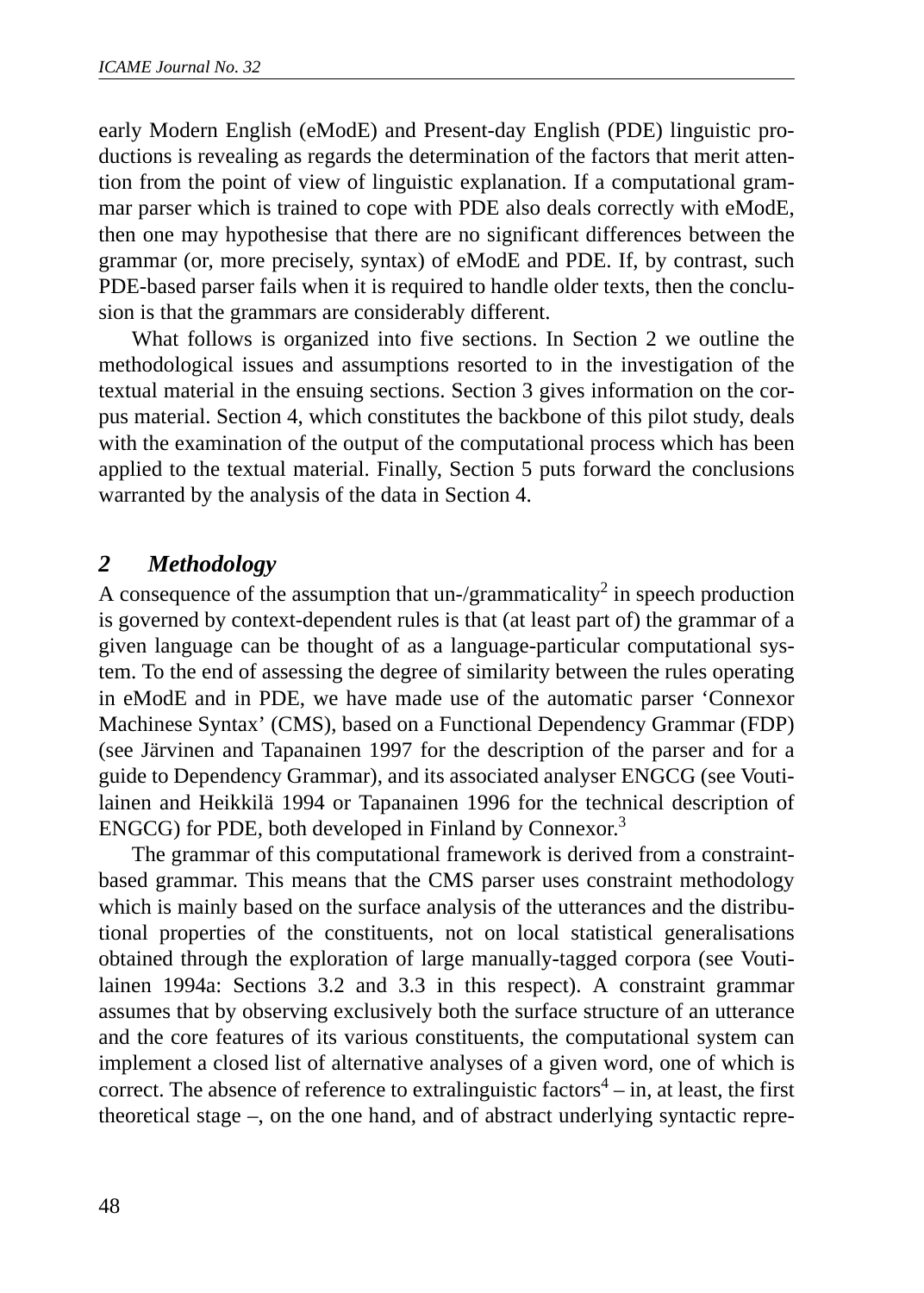early Modern English (eModE) and Present-day English (PDE) linguistic productions is revealing as regards the determination of the factors that merit attention from the point of view of linguistic explanation. If a computational grammar parser which is trained to cope with PDE also deals correctly with eModE, then one may hypothesise that there are no significant differences between the grammar (or, more precisely, syntax) of eModE and PDE. If, by contrast, such PDE-based parser fails when it is required to handle older texts, then the conclusion is that the grammars are considerably different.

What follows is organized into five sections. In Section 2 we outline the methodological issues and assumptions resorted to in the investigation of the textual material in the ensuing sections. Section 3 gives information on the corpus material. Section 4, which constitutes the backbone of this pilot study, deals with the examination of the output of the computational process which has been applied to the textual material. Finally, Section 5 puts forward the conclusions warranted by the analysis of the data in Section 4.

## 2 Methodology

A consequence of the assumption that un-/grammaticality[2] in speech production is governed by context-dependent rules is that (at least part of) the grammar of a given language can be thought of as a language-particular computational system. To the end of assessing the degree of similarity between the rules operating in eModE and in PDE, we have made use of the automatic parser 'Connexor Machinese Syntax' (CMS), based on a Functional Dependency Grammar (FDP) (see Järvinen and Tapanainen 1997 for the description of the parser and for a guide to Dependency Grammar), and its associated analyser ENGCG (see Voutilainen and Heikkilä 1994 or Tapanainen 1996 for the technical description of ENGCG) for PDE, both developed in Finland by Connexor.[3]

The grammar of this computational framework is derived from a constraint-based grammar. This means that the CMS parser uses constraint methodology which is mainly based on the surface analysis of the utterances and the distributional properties of the constituents, not on local statistical generalisations obtained through the exploration of large manually-tagged corpora (see Voutilainen 1994a: Sections 3.2 and 3.3 in this respect). A constraint grammar assumes that by observing exclusively both the surface structure of an utterance and the core features of its various constituents, the computational system can implement a closed list of alternative analyses of a given word, one of which is correct. The absence of reference to extralinguistic factors[4] – in, at least, the first theoretical stage –, on the one hand, and of abstract underlying syntactic repre-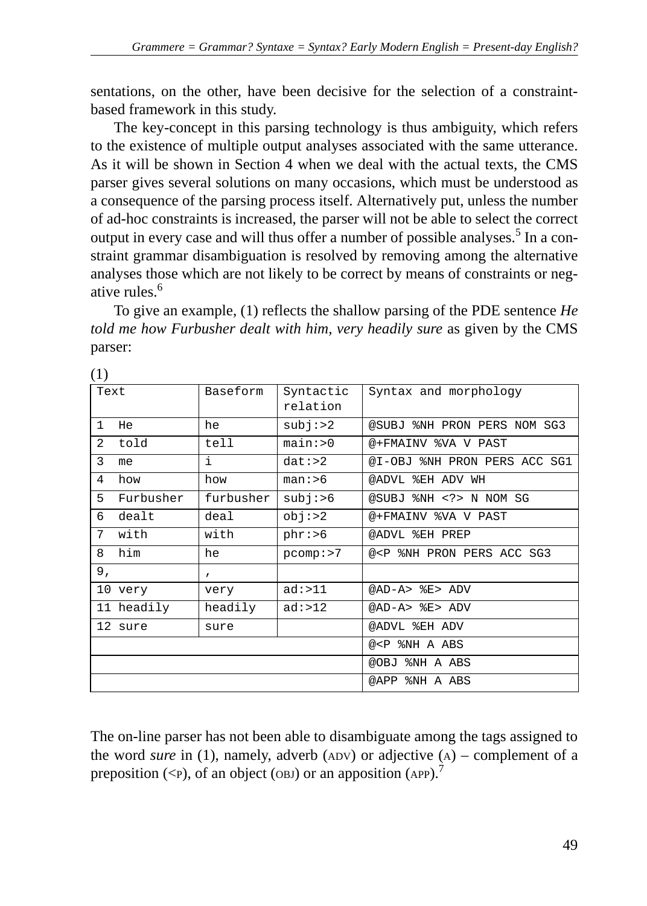sentations, on the other, have been decisive for the selection of a constraint-based framework in this study.

The key-concept in this parsing technology is thus ambiguity, which refers to the existence of multiple output analyses associated with the same utterance. As it will be shown in Section 4 when we deal with the actual texts, the CMS parser gives several solutions on many occasions, which must be understood as a consequence of the parsing process itself. Alternatively put, unless the number of ad-hoc constraints is increased, the parser will not be able to select the correct output in every case and will thus offer a number of possible analyses.[5] In a constraint grammar disambiguation is resolved by removing among the alternative analyses those which are not likely to be correct by means of constraints or negative rules.[6]

To give an example, (1) reflects the shallow parsing of the PDE sentence *He told me how Furbusher dealt with him, very headily sure* as given by the CMS parser:

(1)

| Text | Baseform | Syntactic relation | Syntax and morphology |
|---|---|---|---|
| 1 He | he | subj:>2 | @SUBJ %NH PRON PERS NOM SG3 |
| 2 told | tell | main:>0 | @+FMAINV %VA V PAST |
| 3 me | i | dat:>2 | @I-OBJ %NH PRON PERS ACC SG1 |
| 4 how | how | man:>6 | @ADVL %EH ADV WH |
| 5 Furbusher | furbusher | subj:>6 | @SUBJ %NH <?> N NOM SG |
| 6 dealt | deal | obj:>2 | @+FMAINV %VA V PAST |
| 7 with | with | phr:>6 | @ADVL %EH PREP |
| 8 him | he | pcomp:>7 | @<P %NH PRON PERS ACC SG3 |
| 9 , | , | | |
| 10 very | very | ad:>11 | @AD-A> %E> ADV |
| 11 headily | headily | ad:>12 | @AD-A> %E> ADV |
| 12 sure | sure | | @ADVL %EH ADV |
| | | | @<P %NH A ABS |
| | | | @OBJ %NH A ABS |
| | | | @APP %NH A ABS |

The on-line parser has not been able to disambiguate among the tags assigned to the word *sure* in (1), namely, adverb (ADV) or adjective (A) – complement of a preposition (<P), of an object (OBJ) or an apposition (APP).[7]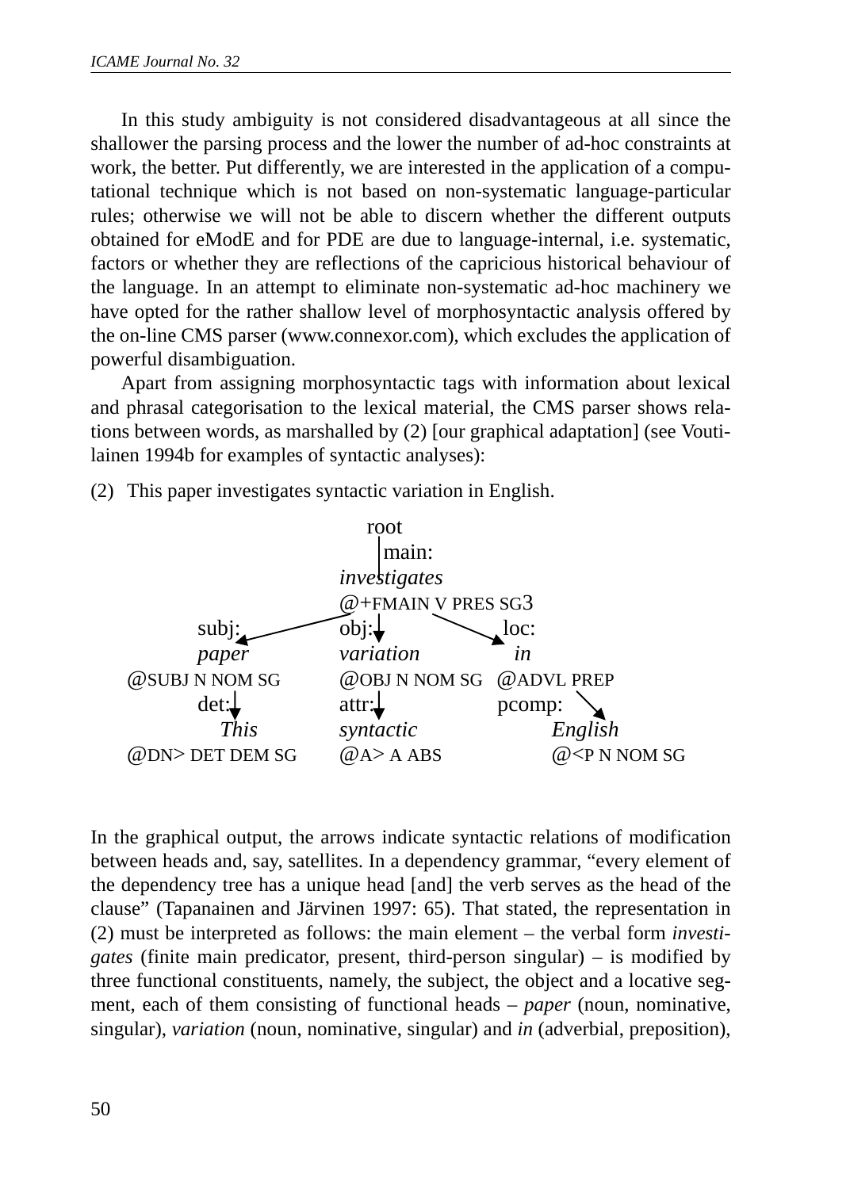In this study ambiguity is not considered disadvantageous at all since the shallower the parsing process and the lower the number of ad-hoc constraints at work, the better. Put differently, we are interested in the application of a computational technique which is not based on non-systematic language-particular rules; otherwise we will not be able to discern whether the different outputs obtained for eModE and for PDE are due to language-internal, i.e. systematic, factors or whether they are reflections of the capricious historical behaviour of the language. In an attempt to eliminate non-systematic ad-hoc machinery we have opted for the rather shallow level of morphosyntactic analysis offered by the on-line CMS parser (www.connexor.com), which excludes the application of powerful disambiguation.

Apart from assigning morphosyntactic tags with information about lexical and phrasal categorisation to the lexical material, the CMS parser shows relations between words, as marshalled by (2) [our graphical adaptation] (see Voutilainen 1994b for examples of syntactic analyses):

(2) This paper investigates syntactic variation in English.

```
                          root
                            | main:
                         investigates
                         @+FMAIN V PRES SG3
        subj:            obj:              loc:
        paper            variation          in
@SUBJ N NOM SG           @OBJ N NOM SG     @ADVL PREP
        det:             attr:             pcomp:
          This           syntactic             English
@DN> DET DEM SG          @A> A ABS             @<P N NOM SG
```

In the graphical output, the arrows indicate syntactic relations of modification between heads and, say, satellites. In a dependency grammar, "every element of the dependency tree has a unique head [and] the verb serves as the head of the clause" (Tapanainen and Järvinen 1997: 65). That stated, the representation in (2) must be interpreted as follows: the main element – the verbal form *investigates* (finite main predicator, present, third-person singular) – is modified by three functional constituents, namely, the subject, the object and a locative segment, each of them consisting of functional heads – *paper* (noun, nominative, singular), *variation* (noun, nominative, singular) and *in* (adverbial, preposition),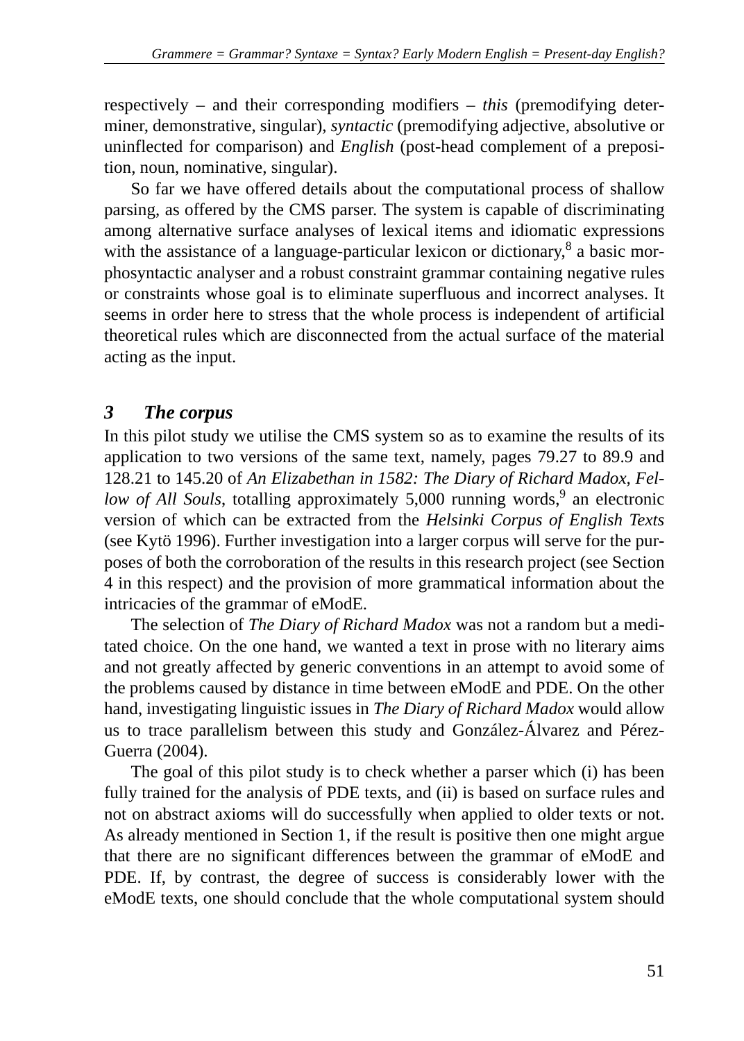respectively – and their corresponding modifiers – *this* (premodifying determiner, demonstrative, singular), *syntactic* (premodifying adjective, absolutive or uninflected for comparison) and *English* (post-head complement of a preposition, noun, nominative, singular).

So far we have offered details about the computational process of shallow parsing, as offered by the CMS parser. The system is capable of discriminating among alternative surface analyses of lexical items and idiomatic expressions with the assistance of a language-particular lexicon or dictionary,[8] a basic morphosyntactic analyser and a robust constraint grammar containing negative rules or constraints whose goal is to eliminate superfluous and incorrect analyses. It seems in order here to stress that the whole process is independent of artificial theoretical rules which are disconnected from the actual surface of the material acting as the input.

## *3 The corpus*

In this pilot study we utilise the CMS system so as to examine the results of its application to two versions of the same text, namely, pages 79.27 to 89.9 and 128.21 to 145.20 of *An Elizabethan in 1582: The Diary of Richard Madox, Fellow of All Souls*, totalling approximately 5,000 running words,[9] an electronic version of which can be extracted from the *Helsinki Corpus of English Texts* (see Kytö 1996). Further investigation into a larger corpus will serve for the purposes of both the corroboration of the results in this research project (see Section 4 in this respect) and the provision of more grammatical information about the intricacies of the grammar of eModE.

The selection of *The Diary of Richard Madox* was not a random but a meditated choice. On the one hand, we wanted a text in prose with no literary aims and not greatly affected by generic conventions in an attempt to avoid some of the problems caused by distance in time between eModE and PDE. On the other hand, investigating linguistic issues in *The Diary of Richard Madox* would allow us to trace parallelism between this study and González-Álvarez and Pérez-Guerra (2004).

The goal of this pilot study is to check whether a parser which (i) has been fully trained for the analysis of PDE texts, and (ii) is based on surface rules and not on abstract axioms will do successfully when applied to older texts or not. As already mentioned in Section 1, if the result is positive then one might argue that there are no significant differences between the grammar of eModE and PDE. If, by contrast, the degree of success is considerably lower with the eModE texts, one should conclude that the whole computational system should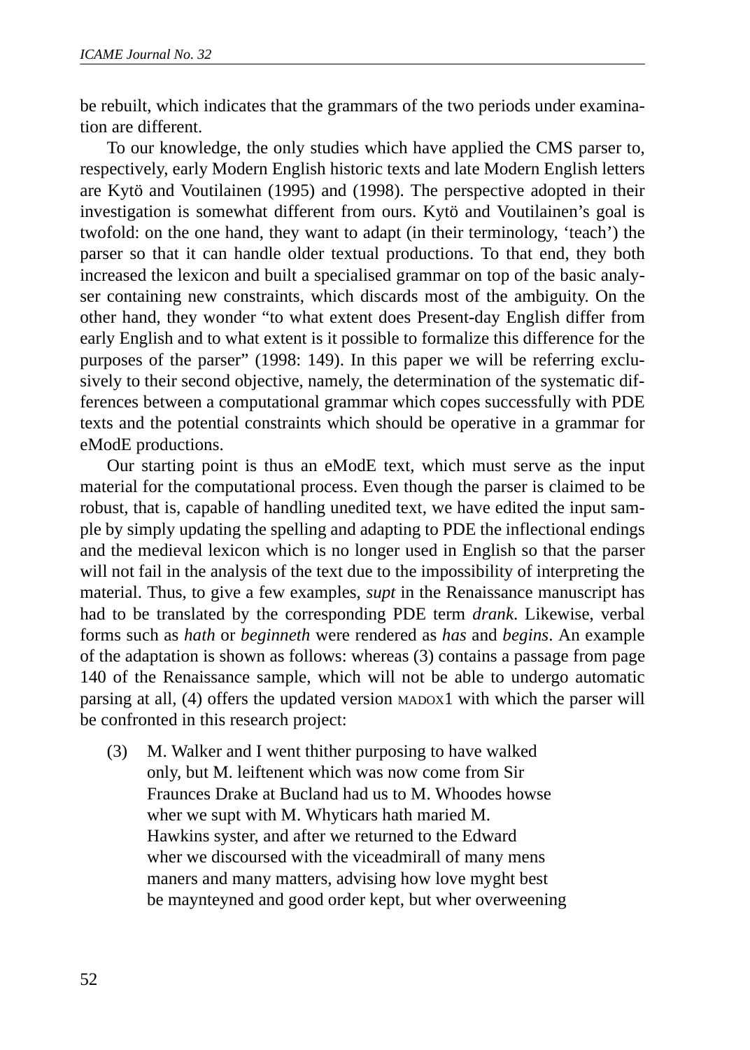be rebuilt, which indicates that the grammars of the two periods under examination are different.

To our knowledge, the only studies which have applied the CMS parser to, respectively, early Modern English historic texts and late Modern English letters are Kytö and Voutilainen (1995) and (1998). The perspective adopted in their investigation is somewhat different from ours. Kytö and Voutilainen's goal is twofold: on the one hand, they want to adapt (in their terminology, 'teach') the parser so that it can handle older textual productions. To that end, they both increased the lexicon and built a specialised grammar on top of the basic analyser containing new constraints, which discards most of the ambiguity. On the other hand, they wonder "to what extent does Present-day English differ from early English and to what extent is it possible to formalize this difference for the purposes of the parser" (1998: 149). In this paper we will be referring exclusively to their second objective, namely, the determination of the systematic differences between a computational grammar which copes successfully with PDE texts and the potential constraints which should be operative in a grammar for eModE productions.

Our starting point is thus an eModE text, which must serve as the input material for the computational process. Even though the parser is claimed to be robust, that is, capable of handling unedited text, we have edited the input sample by simply updating the spelling and adapting to PDE the inflectional endings and the medieval lexicon which is no longer used in English so that the parser will not fail in the analysis of the text due to the impossibility of interpreting the material. Thus, to give a few examples, *supt* in the Renaissance manuscript has had to be translated by the corresponding PDE term *drank*. Likewise, verbal forms such as *hath* or *beginneth* were rendered as *has* and *begins*. An example of the adaptation is shown as follows: whereas (3) contains a passage from page 140 of the Renaissance sample, which will not be able to undergo automatic parsing at all, (4) offers the updated version MADOX1 with which the parser will be confronted in this research project:

(3) M. Walker and I went thither purposing to have walked only, but M. leiftenent which was now come from Sir Fraunces Drake at Bucland had us to M. Whoodes howse wher we supt with M. Whyticars hath maried M. Hawkins syster, and after we returned to the Edward wher we discoursed with the viceadmirall of many mens maners and many matters, advising how love myght best be maynteyned and good order kept, but wher overweening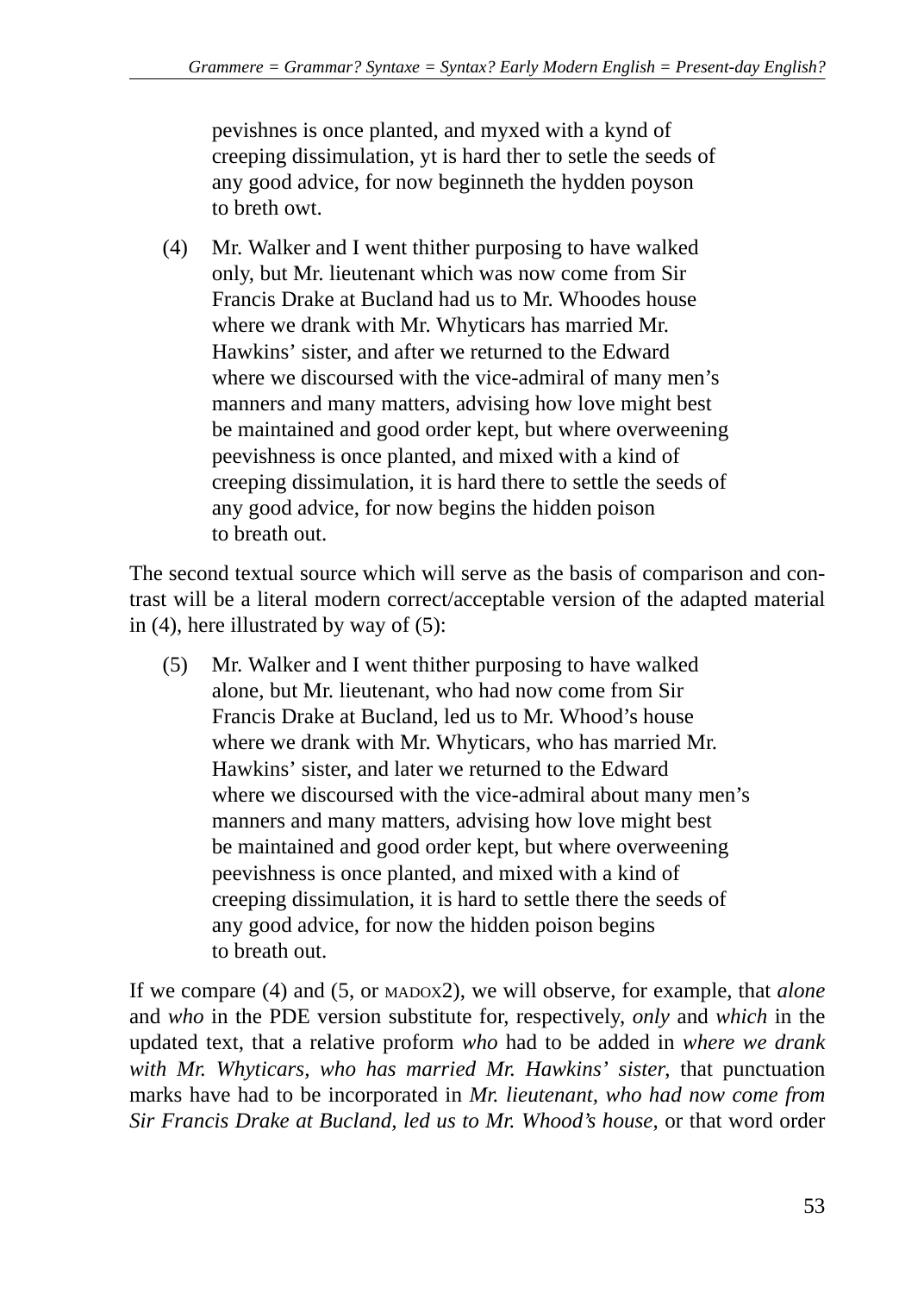pevishnes is once planted, and myxed with a kynd of
creeping dissimulation, yt is hard ther to setle the seeds of
any good advice, for now beginneth the hydden poyson
to breth owt.

(4) Mr. Walker and I went thither purposing to have walked
only, but Mr. lieutenant which was now come from Sir
Francis Drake at Bucland had us to Mr. Whoodes house
where we drank with Mr. Whyticars has married Mr.
Hawkins' sister, and after we returned to the Edward
where we discoursed with the vice-admiral of many men's
manners and many matters, advising how love might best
be maintained and good order kept, but where overweening
peevishness is once planted, and mixed with a kind of
creeping dissimulation, it is hard there to settle the seeds of
any good advice, for now begins the hidden poison
to breath out.

The second textual source which will serve as the basis of comparison and contrast will be a literal modern correct/acceptable version of the adapted material in (4), here illustrated by way of (5):

(5) Mr. Walker and I went thither purposing to have walked
alone, but Mr. lieutenant, who had now come from Sir
Francis Drake at Bucland, led us to Mr. Whood's house
where we drank with Mr. Whyticars, who has married Mr.
Hawkins' sister, and later we returned to the Edward
where we discoursed with the vice-admiral about many men's
manners and many matters, advising how love might best
be maintained and good order kept, but where overweening
peevishness is once planted, and mixed with a kind of
creeping dissimulation, it is hard to settle there the seeds of
any good advice, for now the hidden poison begins
to breath out.

If we compare (4) and (5, or MADOX2), we will observe, for example, that *alone* and *who* in the PDE version substitute for, respectively, *only* and *which* in the updated text, that a relative proform *who* had to be added in *where we drank with Mr. Whyticars, who has married Mr. Hawkins' sister*, that punctuation marks have had to be incorporated in *Mr. lieutenant, who had now come from Sir Francis Drake at Bucland, led us to Mr. Whood's house*, or that word order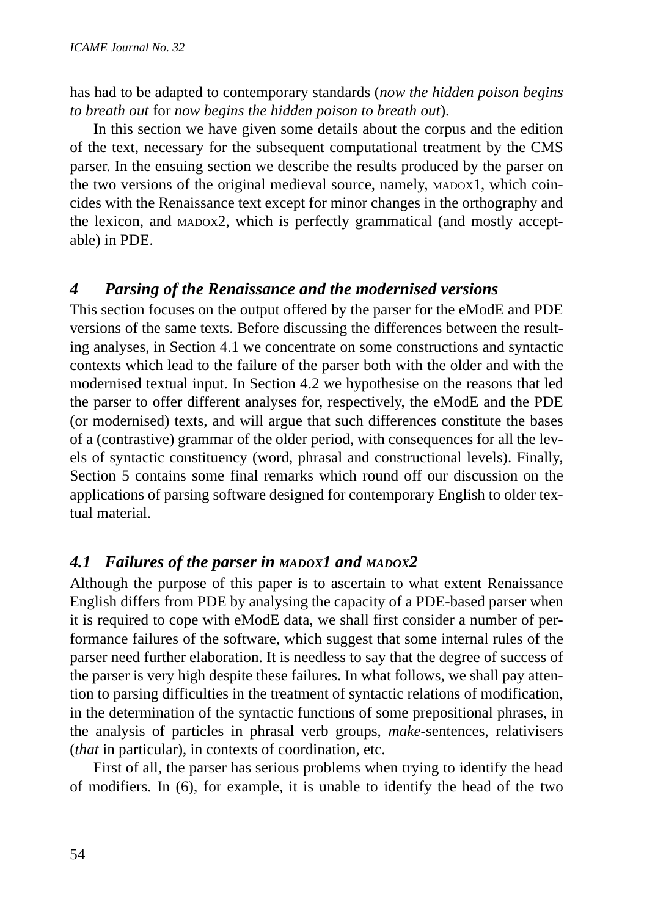has had to be adapted to contemporary standards (*now the hidden poison begins to breath out* for *now begins the hidden poison to breath out*).

In this section we have given some details about the corpus and the edition of the text, necessary for the subsequent computational treatment by the CMS parser. In the ensuing section we describe the results produced by the parser on the two versions of the original medieval source, namely, MADOX1, which coincides with the Renaissance text except for minor changes in the orthography and the lexicon, and MADOX2, which is perfectly grammatical (and mostly acceptable) in PDE.

## 4 Parsing of the Renaissance and the modernised versions

This section focuses on the output offered by the parser for the eModE and PDE versions of the same texts. Before discussing the differences between the resulting analyses, in Section 4.1 we concentrate on some constructions and syntactic contexts which lead to the failure of the parser both with the older and with the modernised textual input. In Section 4.2 we hypothesise on the reasons that led the parser to offer different analyses for, respectively, the eModE and the PDE (or modernised) texts, and will argue that such differences constitute the bases of a (contrastive) grammar of the older period, with consequences for all the levels of syntactic constituency (word, phrasal and constructional levels). Finally, Section 5 contains some final remarks which round off our discussion on the applications of parsing software designed for contemporary English to older textual material.

### 4.1 Failures of the parser in MADOX1 and MADOX2

Although the purpose of this paper is to ascertain to what extent Renaissance English differs from PDE by analysing the capacity of a PDE-based parser when it is required to cope with eModE data, we shall first consider a number of performance failures of the software, which suggest that some internal rules of the parser need further elaboration. It is needless to say that the degree of success of the parser is very high despite these failures. In what follows, we shall pay attention to parsing difficulties in the treatment of syntactic relations of modification, in the determination of the syntactic functions of some prepositional phrases, in the analysis of particles in phrasal verb groups, *make*-sentences, relativisers (*that* in particular), in contexts of coordination, etc.

First of all, the parser has serious problems when trying to identify the head of modifiers. In (6), for example, it is unable to identify the head of the two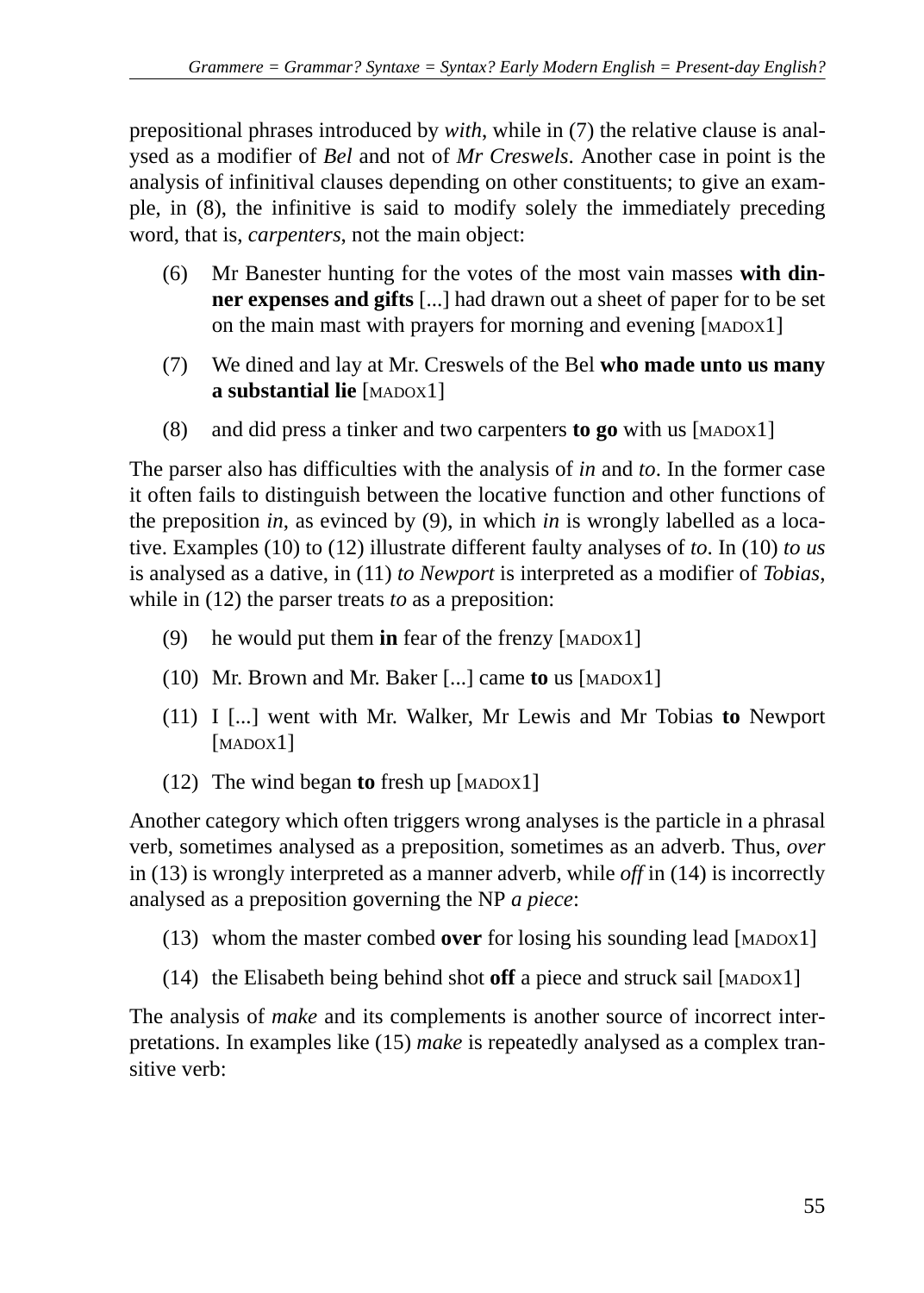prepositional phrases introduced by *with*, while in (7) the relative clause is analysed as a modifier of *Bel* and not of *Mr Creswels*. Another case in point is the analysis of infinitival clauses depending on other constituents; to give an example, in (8), the infinitive is said to modify solely the immediately preceding word, that is, *carpenters*, not the main object:

(6) Mr Banester hunting for the votes of the most vain masses **with dinner expenses and gifts** [...] had drawn out a sheet of paper for to be set on the main mast with prayers for morning and evening [MADOX1]

(7) We dined and lay at Mr. Creswels of the Bel **who made unto us many a substantial lie** [MADOX1]

(8) and did press a tinker and two carpenters **to go** with us [MADOX1]

The parser also has difficulties with the analysis of *in* and *to*. In the former case it often fails to distinguish between the locative function and other functions of the preposition *in*, as evinced by (9), in which *in* is wrongly labelled as a locative. Examples (10) to (12) illustrate different faulty analyses of *to*. In (10) *to us* is analysed as a dative, in (11) *to Newport* is interpreted as a modifier of *Tobias*, while in (12) the parser treats *to* as a preposition:

(9) he would put them **in** fear of the frenzy [MADOX1]

(10) Mr. Brown and Mr. Baker [...] came **to** us [MADOX1]

(11) I [...] went with Mr. Walker, Mr Lewis and Mr Tobias **to** Newport [MADOX1]

(12) The wind began **to** fresh up [MADOX1]

Another category which often triggers wrong analyses is the particle in a phrasal verb, sometimes analysed as a preposition, sometimes as an adverb. Thus, *over* in (13) is wrongly interpreted as a manner adverb, while *off* in (14) is incorrectly analysed as a preposition governing the NP *a piece*:

(13) whom the master combed **over** for losing his sounding lead [MADOX1]

(14) the Elisabeth being behind shot **off** a piece and struck sail [MADOX1]

The analysis of *make* and its complements is another source of incorrect interpretations. In examples like (15) *make* is repeatedly analysed as a complex transitive verb: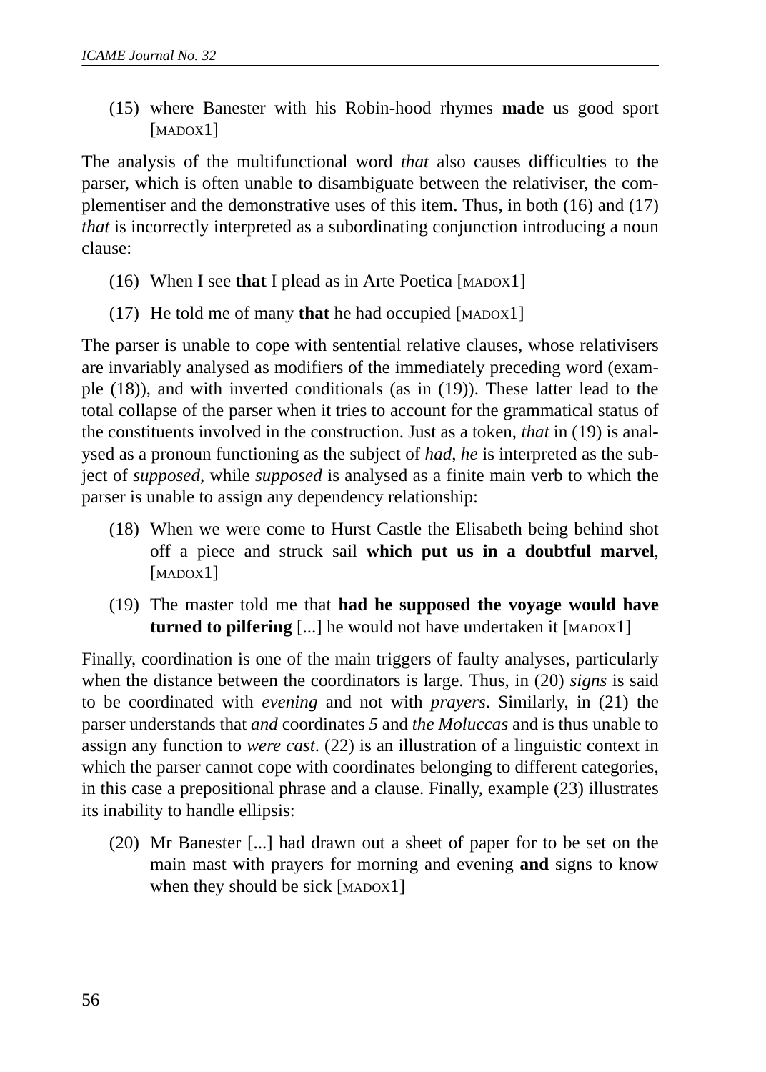(15) where Banester with his Robin-hood rhymes **made** us good sport [MADOX1]

The analysis of the multifunctional word *that* also causes difficulties to the parser, which is often unable to disambiguate between the relativiser, the complementiser and the demonstrative uses of this item. Thus, in both (16) and (17) *that* is incorrectly interpreted as a subordinating conjunction introducing a noun clause:

(16) When I see **that** I plead as in Arte Poetica [MADOX1]

(17) He told me of many **that** he had occupied [MADOX1]

The parser is unable to cope with sentential relative clauses, whose relativisers are invariably analysed as modifiers of the immediately preceding word (example (18)), and with inverted conditionals (as in (19)). These latter lead to the total collapse of the parser when it tries to account for the grammatical status of the constituents involved in the construction. Just as a token, *that* in (19) is analysed as a pronoun functioning as the subject of *had*, *he* is interpreted as the subject of *supposed*, while *supposed* is analysed as a finite main verb to which the parser is unable to assign any dependency relationship:

(18) When we were come to Hurst Castle the Elisabeth being behind shot off a piece and struck sail **which put us in a doubtful marvel**, [MADOX1]

(19) The master told me that **had he supposed the voyage would have turned to pilfering** [...] he would not have undertaken it [MADOX1]

Finally, coordination is one of the main triggers of faulty analyses, particularly when the distance between the coordinators is large. Thus, in (20) *signs* is said to be coordinated with *evening* and not with *prayers*. Similarly, in (21) the parser understands that *and* coordinates *5* and *the Moluccas* and is thus unable to assign any function to *were cast*. (22) is an illustration of a linguistic context in which the parser cannot cope with coordinates belonging to different categories, in this case a prepositional phrase and a clause. Finally, example (23) illustrates its inability to handle ellipsis:

(20) Mr Banester [...] had drawn out a sheet of paper for to be set on the main mast with prayers for morning and evening **and** signs to know when they should be sick [MADOX1]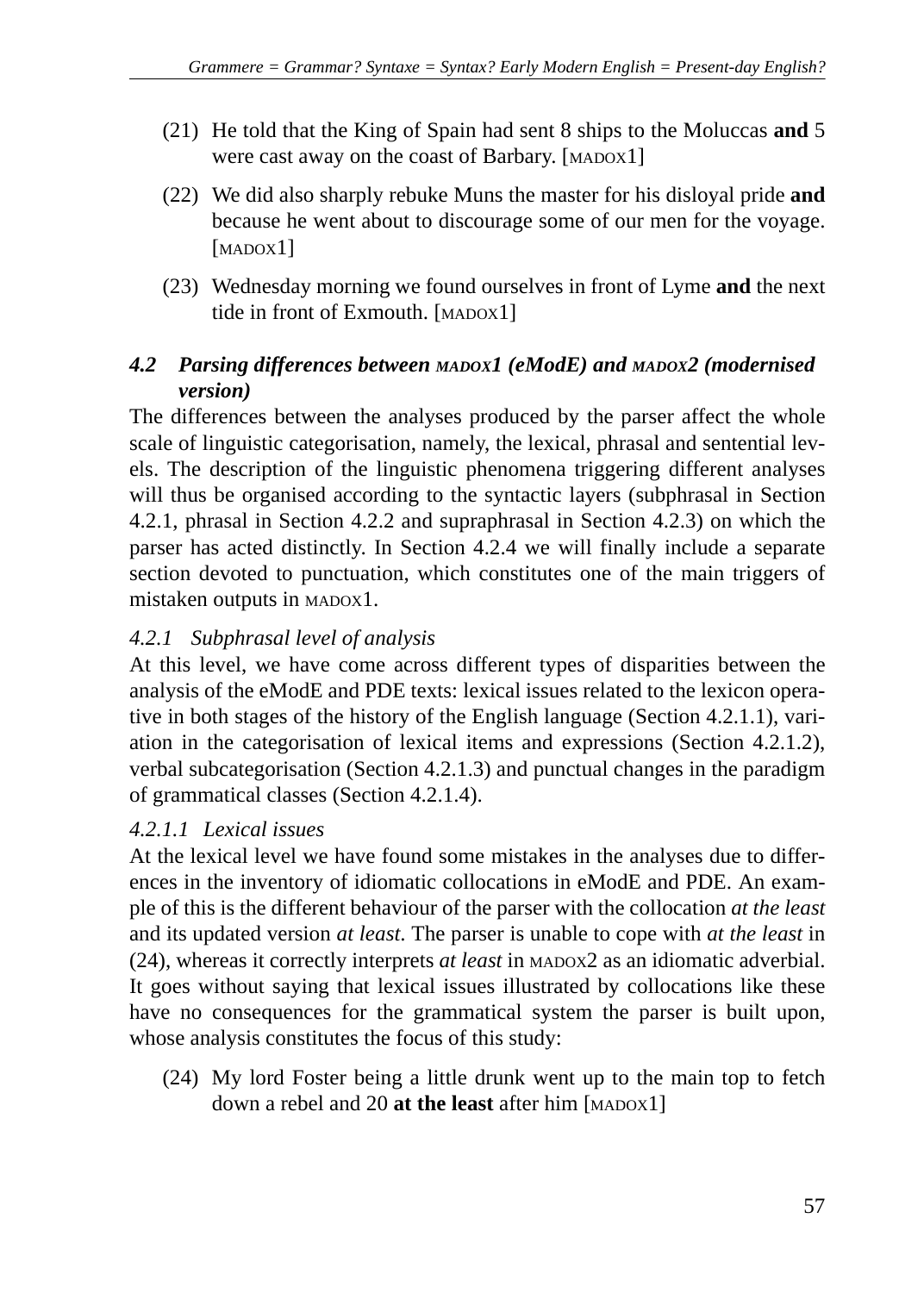(21) He told that the King of Spain had sent 8 ships to the Moluccas **and** 5 were cast away on the coast of Barbary. [MADOX1]

(22) We did also sharply rebuke Muns the master for his disloyal pride **and** because he went about to discourage some of our men for the voyage. [MADOX1]

(23) Wednesday morning we found ourselves in front of Lyme **and** the next tide in front of Exmouth. [MADOX1]

### *4.2 Parsing differences between MADOX1 (eModE) and MADOX2 (modernised version)*

The differences between the analyses produced by the parser affect the whole scale of linguistic categorisation, namely, the lexical, phrasal and sentential levels. The description of the linguistic phenomena triggering different analyses will thus be organised according to the syntactic layers (subphrasal in Section 4.2.1, phrasal in Section 4.2.2 and supraphrasal in Section 4.2.3) on which the parser has acted distinctly. In Section 4.2.4 we will finally include a separate section devoted to punctuation, which constitutes one of the main triggers of mistaken outputs in MADOX1.

#### *4.2.1 Subphrasal level of analysis*

At this level, we have come across different types of disparities between the analysis of the eModE and PDE texts: lexical issues related to the lexicon operative in both stages of the history of the English language (Section 4.2.1.1), variation in the categorisation of lexical items and expressions (Section 4.2.1.2), verbal subcategorisation (Section 4.2.1.3) and punctual changes in the paradigm of grammatical classes (Section 4.2.1.4).

##### *4.2.1.1 Lexical issues*

At the lexical level we have found some mistakes in the analyses due to differences in the inventory of idiomatic collocations in eModE and PDE. An example of this is the different behaviour of the parser with the collocation *at the least* and its updated version *at least.* The parser is unable to cope with *at the least* in (24), whereas it correctly interprets *at least* in MADOX2 as an idiomatic adverbial. It goes without saying that lexical issues illustrated by collocations like these have no consequences for the grammatical system the parser is built upon, whose analysis constitutes the focus of this study:

(24) My lord Foster being a little drunk went up to the main top to fetch down a rebel and 20 **at the least** after him [MADOX1]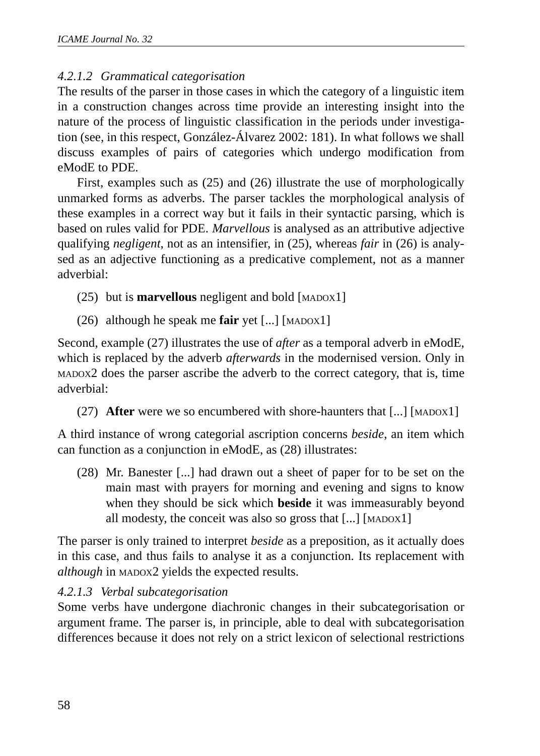#### *4.2.1.2 Grammatical categorisation*

The results of the parser in those cases in which the category of a linguistic item in a construction changes across time provide an interesting insight into the nature of the process of linguistic classification in the periods under investigation (see, in this respect, González-Álvarez 2002: 181). In what follows we shall discuss examples of pairs of categories which undergo modification from eModE to PDE.

First, examples such as (25) and (26) illustrate the use of morphologically unmarked forms as adverbs. The parser tackles the morphological analysis of these examples in a correct way but it fails in their syntactic parsing, which is based on rules valid for PDE. *Marvellous* is analysed as an attributive adjective qualifying *negligent*, not as an intensifier, in (25), whereas *fair* in (26) is analysed as an adjective functioning as a predicative complement, not as a manner adverbial:

(25) but is **marvellous** negligent and bold [MADOX1]

(26) although he speak me **fair** yet [...] [MADOX1]

Second, example (27) illustrates the use of *after* as a temporal adverb in eModE, which is replaced by the adverb *afterwards* in the modernised version. Only in MADOX2 does the parser ascribe the adverb to the correct category, that is, time adverbial:

(27) **After** were we so encumbered with shore-haunters that [...] [MADOX1]

A third instance of wrong categorial ascription concerns *beside*, an item which can function as a conjunction in eModE, as (28) illustrates:

(28) Mr. Banester [...] had drawn out a sheet of paper for to be set on the main mast with prayers for morning and evening and signs to know when they should be sick which **beside** it was immeasurably beyond all modesty, the conceit was also so gross that [...] [MADOX1]

The parser is only trained to interpret *beside* as a preposition, as it actually does in this case, and thus fails to analyse it as a conjunction. Its replacement with *although* in MADOX2 yields the expected results.

#### *4.2.1.3 Verbal subcategorisation*

Some verbs have undergone diachronic changes in their subcategorisation or argument frame. The parser is, in principle, able to deal with subcategorisation differences because it does not rely on a strict lexicon of selectional restrictions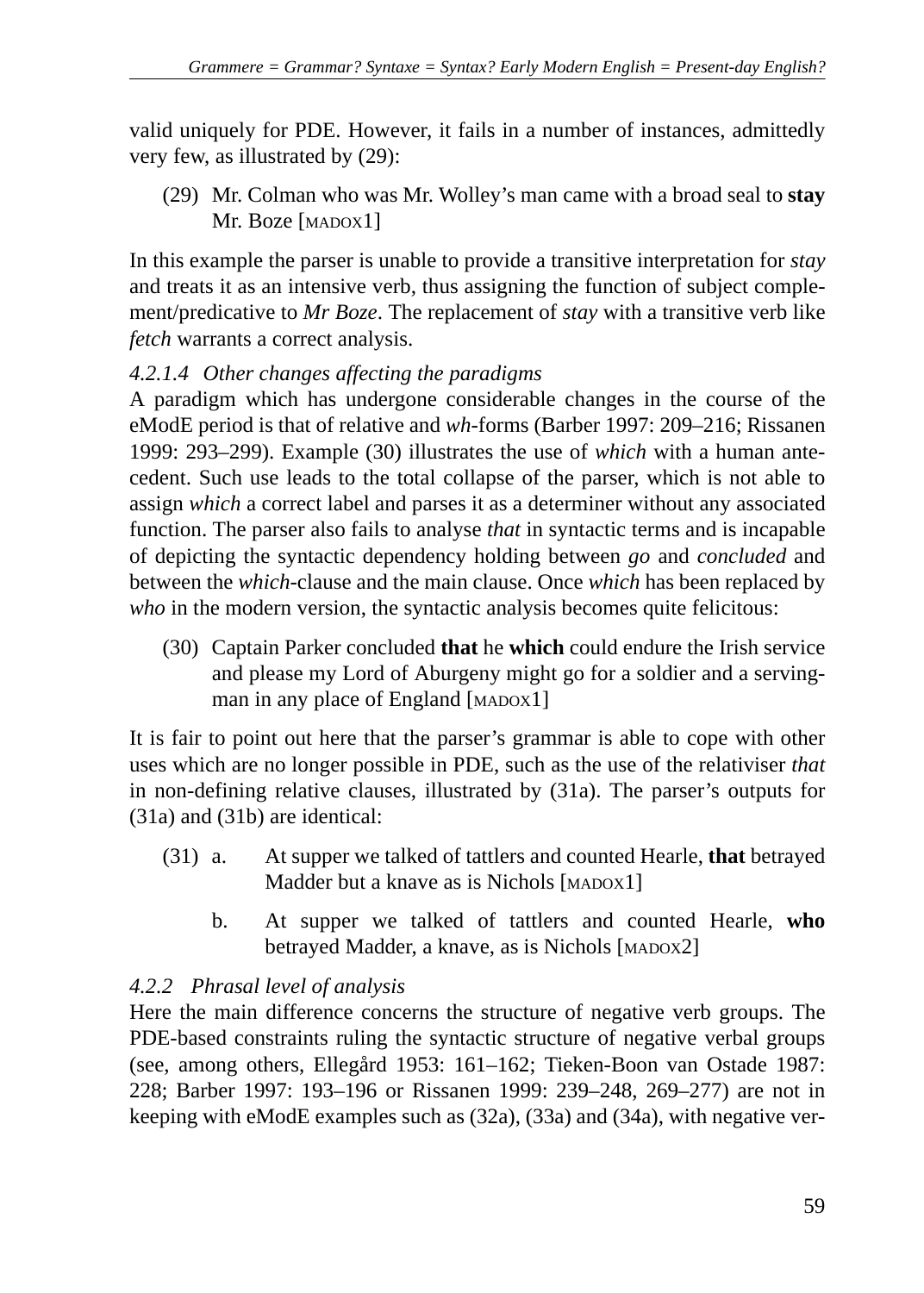valid uniquely for PDE. However, it fails in a number of instances, admittedly very few, as illustrated by (29):

(29) Mr. Colman who was Mr. Wolley's man came with a broad seal to **stay** Mr. Boze [MADOX1]

In this example the parser is unable to provide a transitive interpretation for *stay* and treats it as an intensive verb, thus assigning the function of subject complement/predicative to *Mr Boze*. The replacement of *stay* with a transitive verb like *fetch* warrants a correct analysis.

#### *4.2.1.4 Other changes affecting the paradigms*

A paradigm which has undergone considerable changes in the course of the eModE period is that of relative and *wh*-forms (Barber 1997: 209–216; Rissanen 1999: 293–299). Example (30) illustrates the use of *which* with a human antecedent. Such use leads to the total collapse of the parser, which is not able to assign *which* a correct label and parses it as a determiner without any associated function. The parser also fails to analyse *that* in syntactic terms and is incapable of depicting the syntactic dependency holding between *go* and *concluded* and between the *which*-clause and the main clause. Once *which* has been replaced by *who* in the modern version, the syntactic analysis becomes quite felicitous:

(30) Captain Parker concluded **that** he **which** could endure the Irish service and please my Lord of Aburgeny might go for a soldier and a serving-man in any place of England [MADOX1]

It is fair to point out here that the parser's grammar is able to cope with other uses which are no longer possible in PDE, such as the use of the relativiser *that* in non-defining relative clauses, illustrated by (31a). The parser's outputs for (31a) and (31b) are identical:

(31) a. At supper we talked of tattlers and counted Hearle, **that** betrayed Madder but a knave as is Nichols [MADOX1]

b. At supper we talked of tattlers and counted Hearle, **who** betrayed Madder, a knave, as is Nichols [MADOX2]

### *4.2.2 Phrasal level of analysis*

Here the main difference concerns the structure of negative verb groups. The PDE-based constraints ruling the syntactic structure of negative verbal groups (see, among others, Ellegård 1953: 161–162; Tieken-Boon van Ostade 1987: 228; Barber 1997: 193–196 or Rissanen 1999: 239–248, 269–277) are not in keeping with eModE examples such as (32a), (33a) and (34a), with negative ver-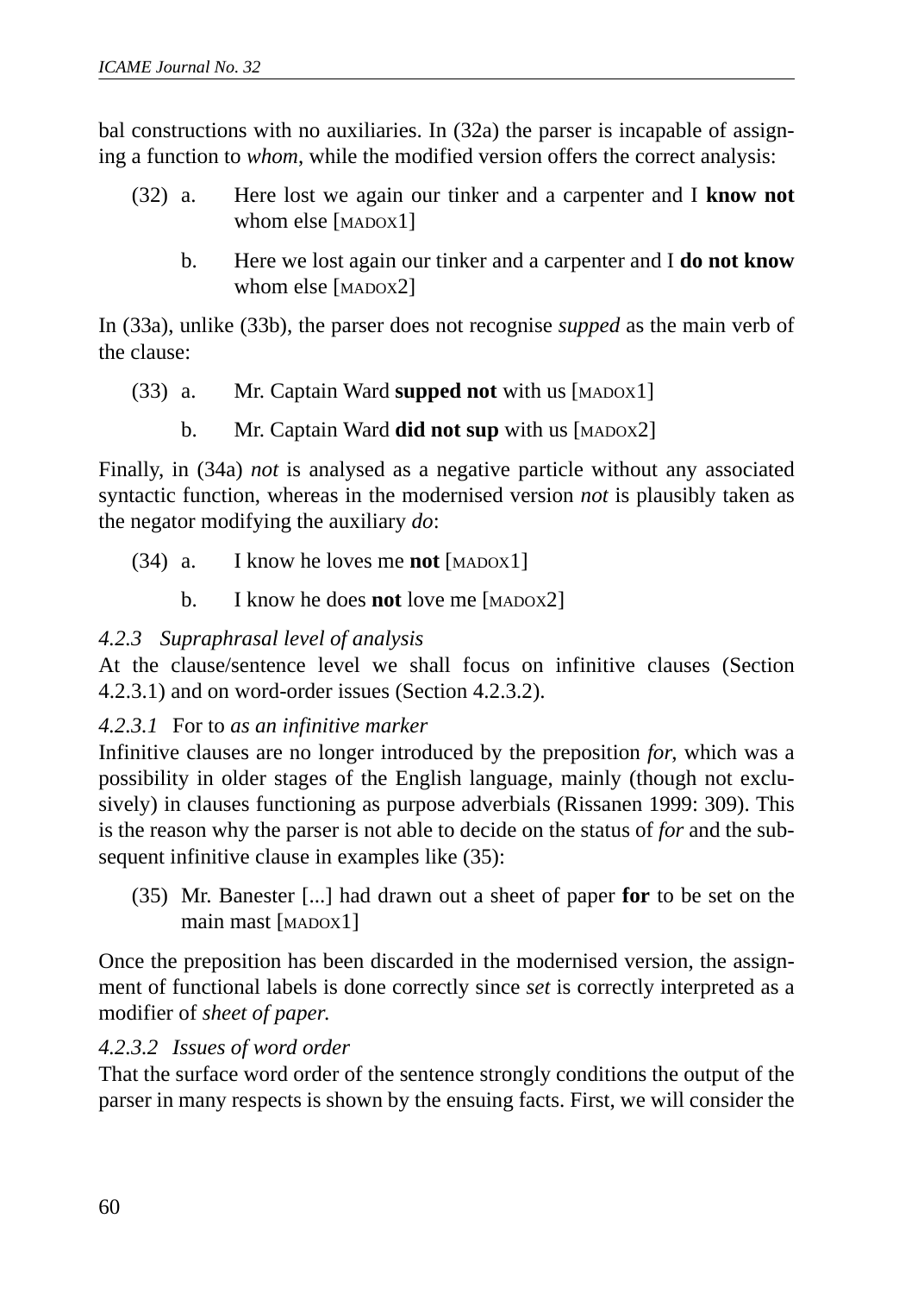bal constructions with no auxiliaries. In (32a) the parser is incapable of assigning a function to *whom*, while the modified version offers the correct analysis:

(32) a. Here lost we again our tinker and a carpenter and I **know not** whom else [MADOX1]

b. Here we lost again our tinker and a carpenter and I **do not know** whom else [MADOX2]

In (33a), unlike (33b), the parser does not recognise *supped* as the main verb of the clause:

(33) a. Mr. Captain Ward **supped not** with us [MADOX1]

b. Mr. Captain Ward **did not sup** with us [MADOX2]

Finally, in (34a) *not* is analysed as a negative particle without any associated syntactic function, whereas in the modernised version *not* is plausibly taken as the negator modifying the auxiliary *do*:

(34) a. I know he loves me **not** [MADOX1]

b. I know he does **not** love me [MADOX2]

#### *4.2.3 Supraphrasal level of analysis*

At the clause/sentence level we shall focus on infinitive clauses (Section 4.2.3.1) and on word-order issues (Section 4.2.3.2).

##### *4.2.3.1* For to *as an infinitive marker*

Infinitive clauses are no longer introduced by the preposition *for*, which was a possibility in older stages of the English language, mainly (though not exclusively) in clauses functioning as purpose adverbials (Rissanen 1999: 309). This is the reason why the parser is not able to decide on the status of *for* and the subsequent infinitive clause in examples like (35):

(35) Mr. Banester [...] had drawn out a sheet of paper **for** to be set on the main mast [MADOX1]

Once the preposition has been discarded in the modernised version, the assignment of functional labels is done correctly since *set* is correctly interpreted as a modifier of *sheet of paper.*

##### *4.2.3.2 Issues of word order*

That the surface word order of the sentence strongly conditions the output of the parser in many respects is shown by the ensuing facts. First, we will consider the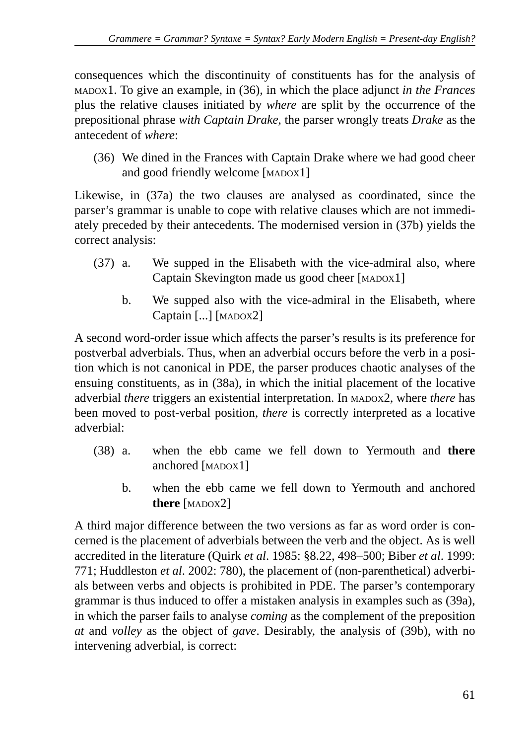consequences which the discontinuity of constituents has for the analysis of MADOX1. To give an example, in (36), in which the place adjunct *in the Frances* plus the relative clauses initiated by *where* are split by the occurrence of the prepositional phrase *with Captain Drake*, the parser wrongly treats *Drake* as the antecedent of *where*:

(36) We dined in the Frances with Captain Drake where we had good cheer and good friendly welcome [MADOX1]

Likewise, in (37a) the two clauses are analysed as coordinated, since the parser's grammar is unable to cope with relative clauses which are not immediately preceded by their antecedents. The modernised version in (37b) yields the correct analysis:

(37) a. We supped in the Elisabeth with the vice-admiral also, where Captain Skevington made us good cheer [MADOX1]

b. We supped also with the vice-admiral in the Elisabeth, where Captain [...] [MADOX2]

A second word-order issue which affects the parser's results is its preference for postverbal adverbials. Thus, when an adverbial occurs before the verb in a position which is not canonical in PDE, the parser produces chaotic analyses of the ensuing constituents, as in (38a), in which the initial placement of the locative adverbial *there* triggers an existential interpretation. In MADOX2, where *there* has been moved to post-verbal position, *there* is correctly interpreted as a locative adverbial:

(38) a. when the ebb came we fell down to Yermouth and **there** anchored [MADOX1]

b. when the ebb came we fell down to Yermouth and anchored **there** [MADOX2]

A third major difference between the two versions as far as word order is concerned is the placement of adverbials between the verb and the object. As is well accredited in the literature (Quirk *et al*. 1985: §8.22, 498–500; Biber *et al*. 1999: 771; Huddleston *et al*. 2002: 780), the placement of (non-parenthetical) adverbials between verbs and objects is prohibited in PDE. The parser's contemporary grammar is thus induced to offer a mistaken analysis in examples such as (39a), in which the parser fails to analyse *coming* as the complement of the preposition *at* and *volley* as the object of *gave*. Desirably, the analysis of (39b), with no intervening adverbial, is correct: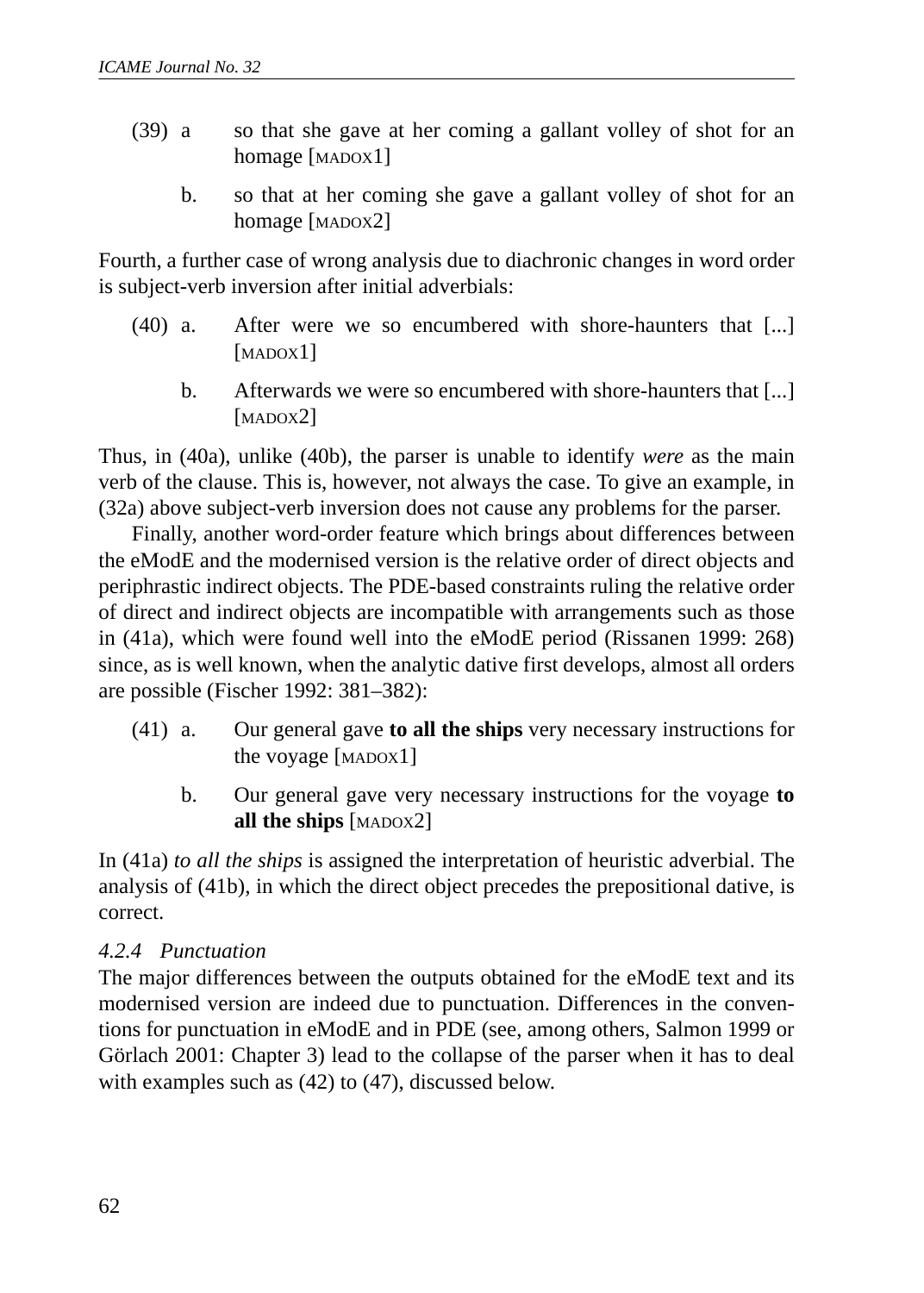(39) a so that she gave at her coming a gallant volley of shot for an homage [MADOX1]

b. so that at her coming she gave a gallant volley of shot for an homage [MADOX2]

Fourth, a further case of wrong analysis due to diachronic changes in word order is subject-verb inversion after initial adverbials:

(40) a. After were we so encumbered with shore-haunters that [...] [MADOX1]

b. Afterwards we were so encumbered with shore-haunters that [...] [MADOX2]

Thus, in (40a), unlike (40b), the parser is unable to identify *were* as the main verb of the clause. This is, however, not always the case. To give an example, in (32a) above subject-verb inversion does not cause any problems for the parser.

Finally, another word-order feature which brings about differences between the eModE and the modernised version is the relative order of direct objects and periphrastic indirect objects. The PDE-based constraints ruling the relative order of direct and indirect objects are incompatible with arrangements such as those in (41a), which were found well into the eModE period (Rissanen 1999: 268) since, as is well known, when the analytic dative first develops, almost all orders are possible (Fischer 1992: 381–382):

(41) a. Our general gave **to all the ships** very necessary instructions for the voyage [MADOX1]

b. Our general gave very necessary instructions for the voyage **to all the ships** [MADOX2]

In (41a) *to all the ships* is assigned the interpretation of heuristic adverbial. The analysis of (41b), in which the direct object precedes the prepositional dative, is correct.

### *4.2.4 Punctuation*

The major differences between the outputs obtained for the eModE text and its modernised version are indeed due to punctuation. Differences in the conventions for punctuation in eModE and in PDE (see, among others, Salmon 1999 or Görlach 2001: Chapter 3) lead to the collapse of the parser when it has to deal with examples such as (42) to (47), discussed below.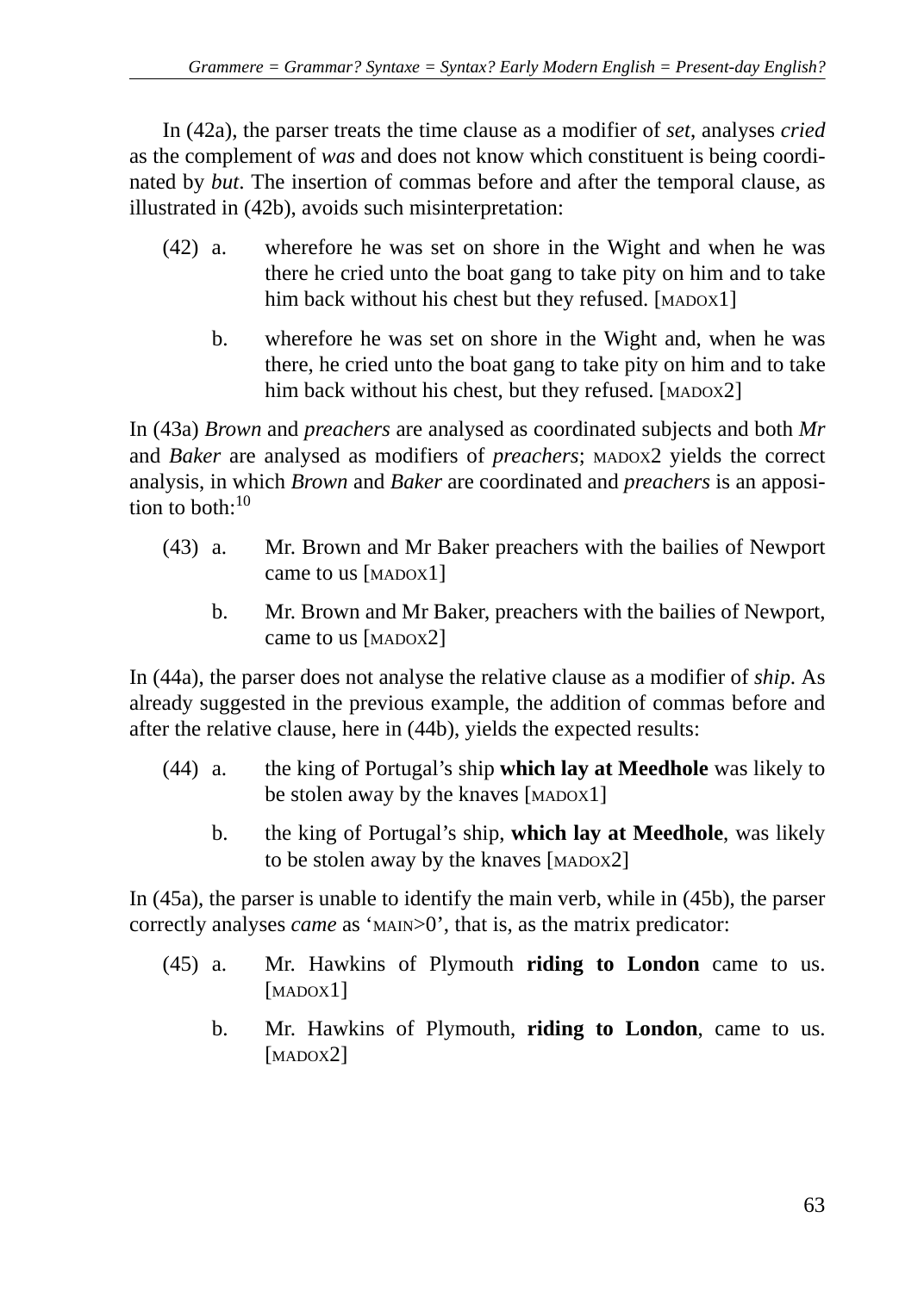In (42a), the parser treats the time clause as a modifier of *set*, analyses *cried* as the complement of *was* and does not know which constituent is being coordinated by *but*. The insertion of commas before and after the temporal clause, as illustrated in (42b), avoids such misinterpretation:

(42) a. wherefore he was set on shore in the Wight and when he was there he cried unto the boat gang to take pity on him and to take him back without his chest but they refused. [MADOX1]

b. wherefore he was set on shore in the Wight and, when he was there, he cried unto the boat gang to take pity on him and to take him back without his chest, but they refused. [MADOX2]

In (43a) *Brown* and *preachers* are analysed as coordinated subjects and both *Mr* and *Baker* are analysed as modifiers of *preachers*; MADOX2 yields the correct analysis, in which *Brown* and *Baker* are coordinated and *preachers* is an apposition to both:[10]

(43) a. Mr. Brown and Mr Baker preachers with the bailies of Newport came to us [MADOX1]

b. Mr. Brown and Mr Baker, preachers with the bailies of Newport, came to us [MADOX2]

In (44a), the parser does not analyse the relative clause as a modifier of *ship*. As already suggested in the previous example, the addition of commas before and after the relative clause, here in (44b), yields the expected results:

(44) a. the king of Portugal's ship **which lay at Meedhole** was likely to be stolen away by the knaves [MADOX1]

b. the king of Portugal's ship, **which lay at Meedhole**, was likely to be stolen away by the knaves [MADOX2]

In (45a), the parser is unable to identify the main verb, while in (45b), the parser correctly analyses *came* as 'MAIN>0', that is, as the matrix predicator:

(45) a. Mr. Hawkins of Plymouth **riding to London** came to us. [MADOX1]

b. Mr. Hawkins of Plymouth, **riding to London**, came to us. [MADOX2]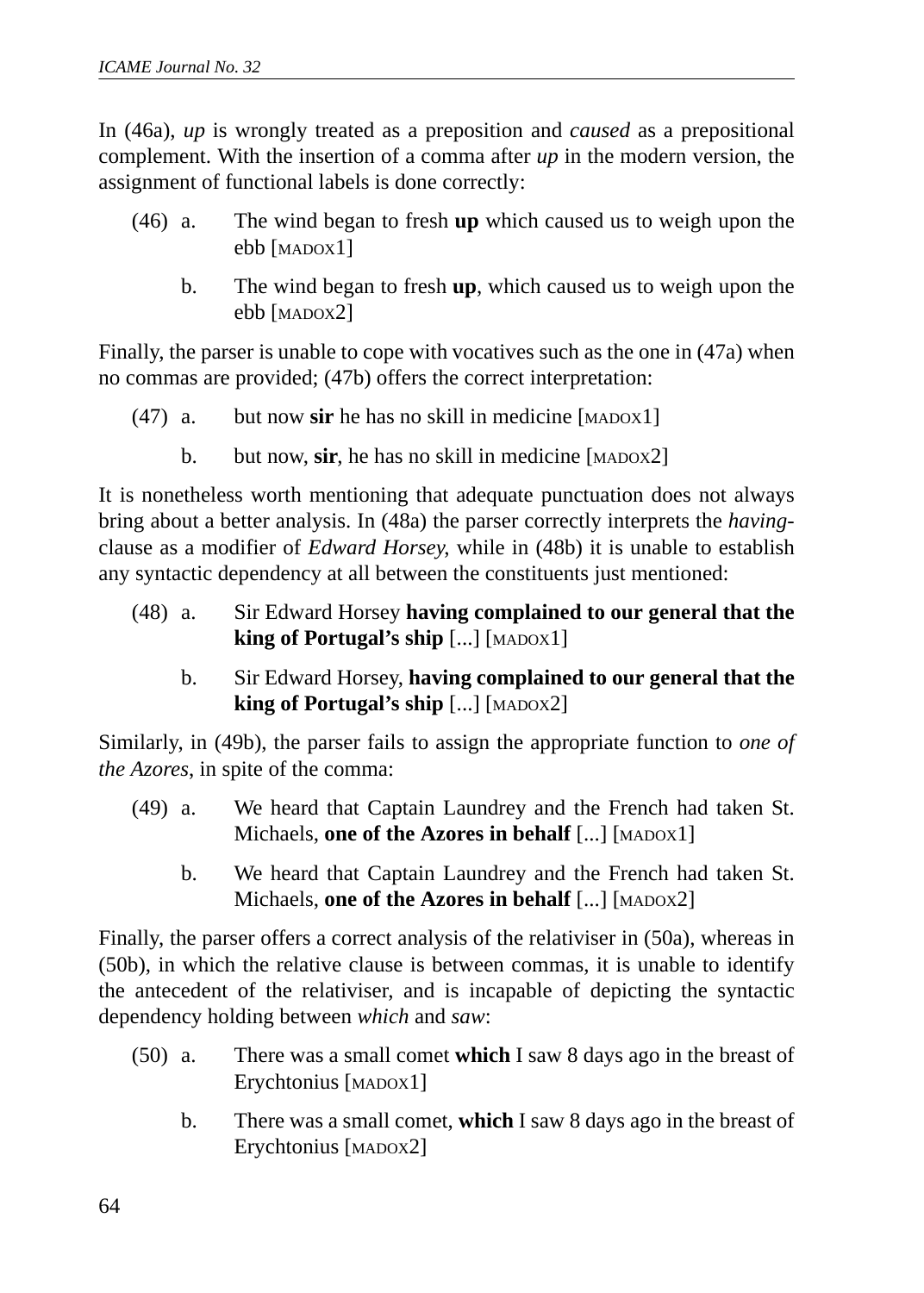In (46a), *up* is wrongly treated as a preposition and *caused* as a prepositional complement. With the insertion of a comma after *up* in the modern version, the assignment of functional labels is done correctly:

(46) a. The wind began to fresh **up** which caused us to weigh upon the ebb [MADOX1]

b. The wind began to fresh **up**, which caused us to weigh upon the ebb [MADOX2]

Finally, the parser is unable to cope with vocatives such as the one in (47a) when no commas are provided; (47b) offers the correct interpretation:

(47) a. but now **sir** he has no skill in medicine [MADOX1]

b. but now, **sir**, he has no skill in medicine [MADOX2]

It is nonetheless worth mentioning that adequate punctuation does not always bring about a better analysis. In (48a) the parser correctly interprets the *having*-clause as a modifier of *Edward Horsey*, while in (48b) it is unable to establish any syntactic dependency at all between the constituents just mentioned:

(48) a. Sir Edward Horsey **having complained to our general that the king of Portugal's ship** [...] [MADOX1]

b. Sir Edward Horsey, **having complained to our general that the king of Portugal's ship** [...] [MADOX2]

Similarly, in (49b), the parser fails to assign the appropriate function to *one of the Azores*, in spite of the comma:

(49) a. We heard that Captain Laundrey and the French had taken St. Michaels, **one of the Azores in behalf** [...] [MADOX1]

b. We heard that Captain Laundrey and the French had taken St. Michaels, **one of the Azores in behalf** [...] [MADOX2]

Finally, the parser offers a correct analysis of the relativiser in (50a), whereas in (50b), in which the relative clause is between commas, it is unable to identify the antecedent of the relativiser, and is incapable of depicting the syntactic dependency holding between *which* and *saw*:

(50) a. There was a small comet **which** I saw 8 days ago in the breast of Erychtonius [MADOX1]

b. There was a small comet, **which** I saw 8 days ago in the breast of Erychtonius [MADOX2]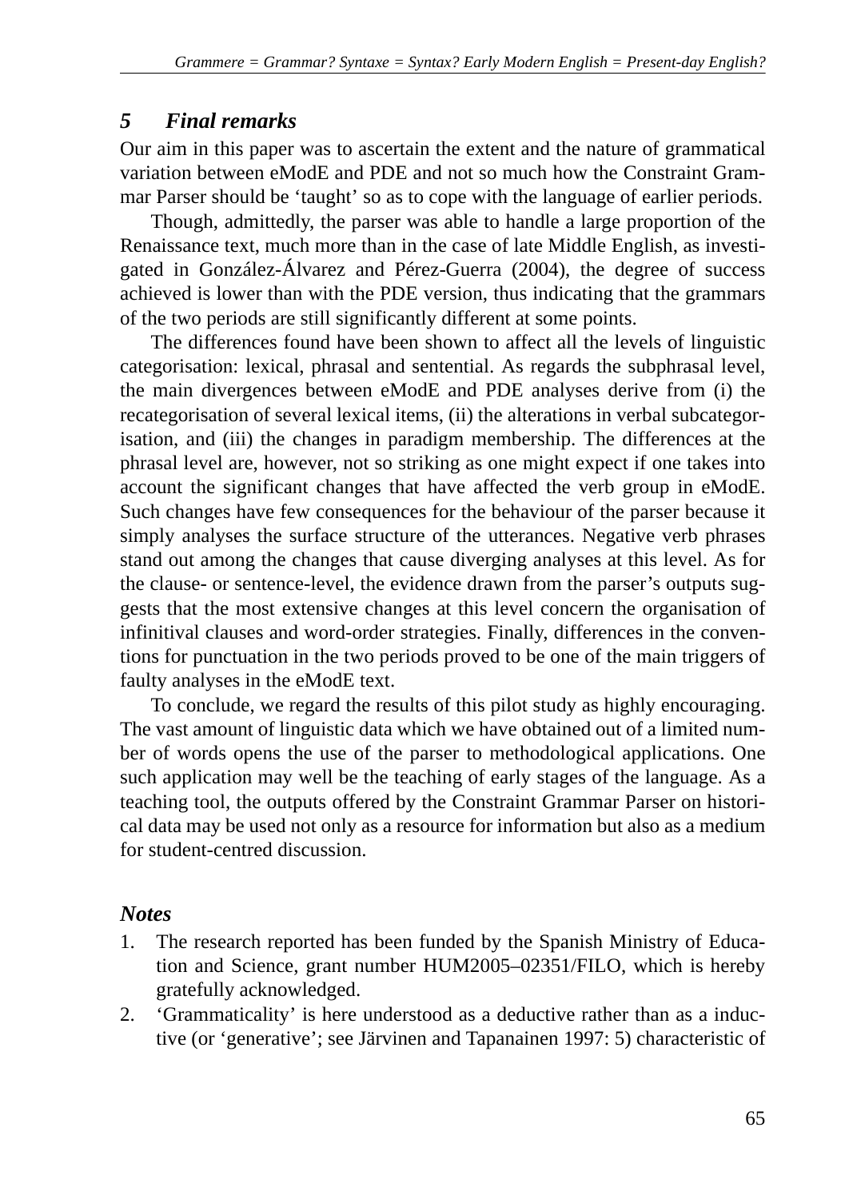## 5 Final remarks

Our aim in this paper was to ascertain the extent and the nature of grammatical variation between eModE and PDE and not so much how the Constraint Grammar Parser should be 'taught' so as to cope with the language of earlier periods.

Though, admittedly, the parser was able to handle a large proportion of the Renaissance text, much more than in the case of late Middle English, as investigated in González-Álvarez and Pérez-Guerra (2004), the degree of success achieved is lower than with the PDE version, thus indicating that the grammars of the two periods are still significantly different at some points.

The differences found have been shown to affect all the levels of linguistic categorisation: lexical, phrasal and sentential. As regards the subphrasal level, the main divergences between eModE and PDE analyses derive from (i) the recategorisation of several lexical items, (ii) the alterations in verbal subcategorisation, and (iii) the changes in paradigm membership. The differences at the phrasal level are, however, not so striking as one might expect if one takes into account the significant changes that have affected the verb group in eModE. Such changes have few consequences for the behaviour of the parser because it simply analyses the surface structure of the utterances. Negative verb phrases stand out among the changes that cause diverging analyses at this level. As for the clause- or sentence-level, the evidence drawn from the parser's outputs suggests that the most extensive changes at this level concern the organisation of infinitival clauses and word-order strategies. Finally, differences in the conventions for punctuation in the two periods proved to be one of the main triggers of faulty analyses in the eModE text.

To conclude, we regard the results of this pilot study as highly encouraging. The vast amount of linguistic data which we have obtained out of a limited number of words opens the use of the parser to methodological applications. One such application may well be the teaching of early stages of the language. As a teaching tool, the outputs offered by the Constraint Grammar Parser on historical data may be used not only as a resource for information but also as a medium for student-centred discussion.

### Notes

1. The research reported has been funded by the Spanish Ministry of Education and Science, grant number HUM2005–02351/FILO, which is hereby gratefully acknowledged.
2. 'Grammaticality' is here understood as a deductive rather than as a inductive (or 'generative'; see Järvinen and Tapanainen 1997: 5) characteristic of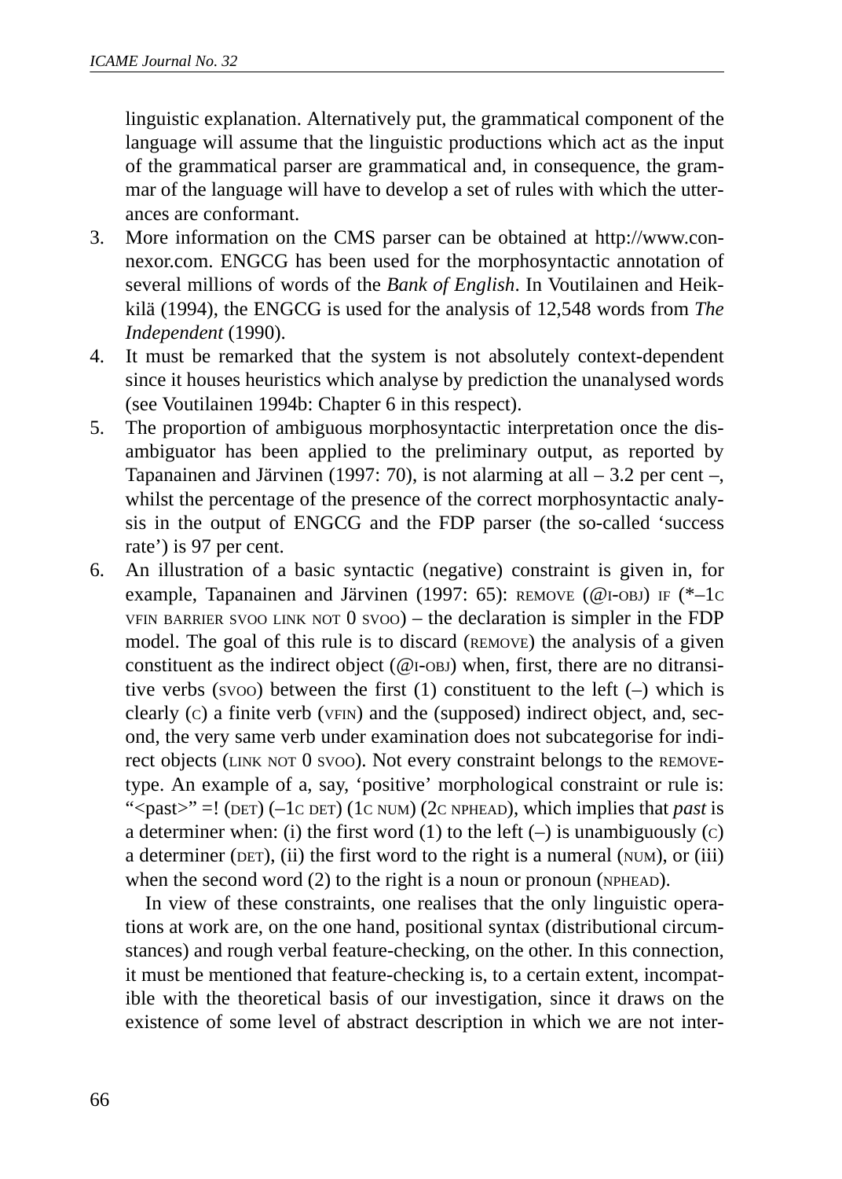linguistic explanation. Alternatively put, the grammatical component of the language will assume that the linguistic productions which act as the input of the grammatical parser are grammatical and, in consequence, the grammar of the language will have to develop a set of rules with which the utterances are conformant.

3. More information on the CMS parser can be obtained at http://www.connexor.com. ENGCG has been used for the morphosyntactic annotation of several millions of words of the *Bank of English*. In Voutilainen and Heikkilä (1994), the ENGCG is used for the analysis of 12,548 words from *The Independent* (1990).
4. It must be remarked that the system is not absolutely context-dependent since it houses heuristics which analyse by prediction the unanalysed words (see Voutilainen 1994b: Chapter 6 in this respect).
5. The proportion of ambiguous morphosyntactic interpretation once the disambiguator has been applied to the preliminary output, as reported by Tapanainen and Järvinen (1997: 70), is not alarming at all – 3.2 per cent –, whilst the percentage of the presence of the correct morphosyntactic analysis in the output of ENGCG and the FDP parser (the so-called 'success rate') is 97 per cent.
6. An illustration of a basic syntactic (negative) constraint is given in, for example, Tapanainen and Järvinen (1997: 65): REMOVE (@I-OBJ) IF (*–1C VFIN BARRIER SVOO LINK NOT 0 SVOO) – the declaration is simpler in the FDP model. The goal of this rule is to discard (REMOVE) the analysis of a given constituent as the indirect object (@I-OBJ) when, first, there are no ditransitive verbs (SVOO) between the first (1) constituent to the left (–) which is clearly (C) a finite verb (VFIN) and the (supposed) indirect object, and, second, the very same verb under examination does not subcategorise for indirect objects (LINK NOT 0 SVOO). Not every constraint belongs to the REMOVE-type. An example of a, say, 'positive' morphological constraint or rule is: "<past>" =! (DET) (–1C DET) (1C NUM) (2C NPHEAD), which implies that *past* is a determiner when: (i) the first word (1) to the left (–) is unambiguously (C) a determiner (DET), (ii) the first word to the right is a numeral (NUM), or (iii) when the second word (2) to the right is a noun or pronoun (NPHEAD).

   In view of these constraints, one realises that the only linguistic operations at work are, on the one hand, positional syntax (distributional circumstances) and rough verbal feature-checking, on the other. In this connection, it must be mentioned that feature-checking is, to a certain extent, incompatible with the theoretical basis of our investigation, since it draws on the existence of some level of abstract description in which we are not inter-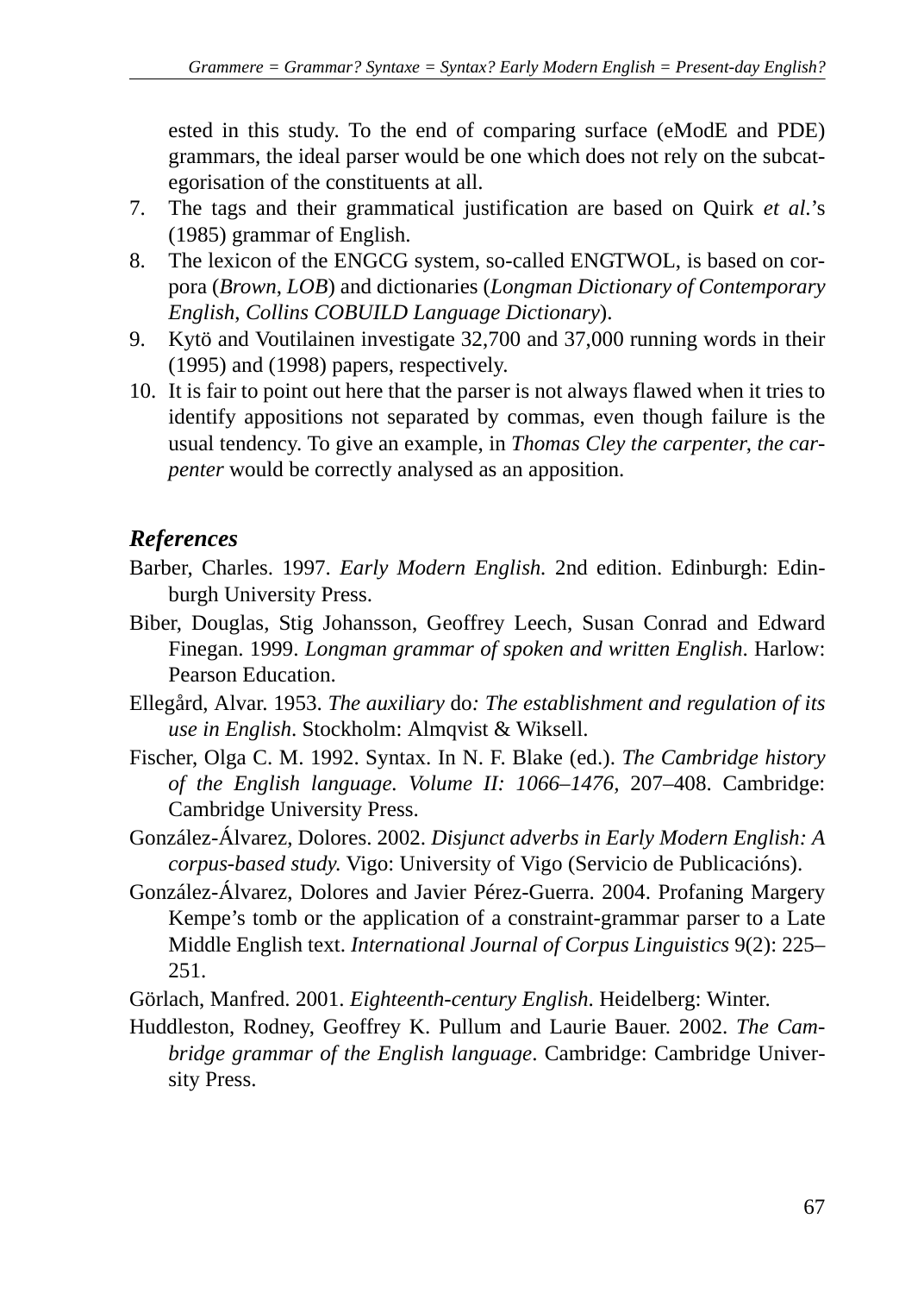ested in this study. To the end of comparing surface (eModE and PDE) grammars, the ideal parser would be one which does not rely on the subcategorisation of the constituents at all.

7. The tags and their grammatical justification are based on Quirk *et al*.'s (1985) grammar of English.
8. The lexicon of the ENGCG system, so-called ENGTWOL, is based on corpora (*Brown*, *LOB*) and dictionaries (*Longman Dictionary of Contemporary English*, *Collins COBUILD Language Dictionary*).
9. Kytö and Voutilainen investigate 32,700 and 37,000 running words in their (1995) and (1998) papers, respectively.
10. It is fair to point out here that the parser is not always flawed when it tries to identify appositions not separated by commas, even though failure is the usual tendency. To give an example, in *Thomas Cley the carpenter*, *the carpenter* would be correctly analysed as an apposition.

## *References*

Barber, Charles. 1997. *Early Modern English.* 2nd edition. Edinburgh: Edinburgh University Press.

Biber, Douglas, Stig Johansson, Geoffrey Leech, Susan Conrad and Edward Finegan. 1999. *Longman grammar of spoken and written English*. Harlow: Pearson Education.

Ellegård, Alvar. 1953. *The auxiliary* do*: The establishment and regulation of its use in English*. Stockholm: Almqvist & Wiksell.

Fischer, Olga C. M. 1992. Syntax. In N. F. Blake (ed.). *The Cambridge history of the English language. Volume II: 1066–1476*, 207–408. Cambridge: Cambridge University Press.

González-Álvarez, Dolores. 2002. *Disjunct adverbs in Early Modern English: A corpus-based study.* Vigo: University of Vigo (Servicio de Publicacións).

González-Álvarez, Dolores and Javier Pérez-Guerra. 2004. Profaning Margery Kempe's tomb or the application of a constraint-grammar parser to a Late Middle English text. *International Journal of Corpus Linguistics* 9(2): 225–251.

Görlach, Manfred. 2001. *Eighteenth-century English*. Heidelberg: Winter.

Huddleston, Rodney, Geoffrey K. Pullum and Laurie Bauer. 2002. *The Cambridge grammar of the English language*. Cambridge: Cambridge University Press.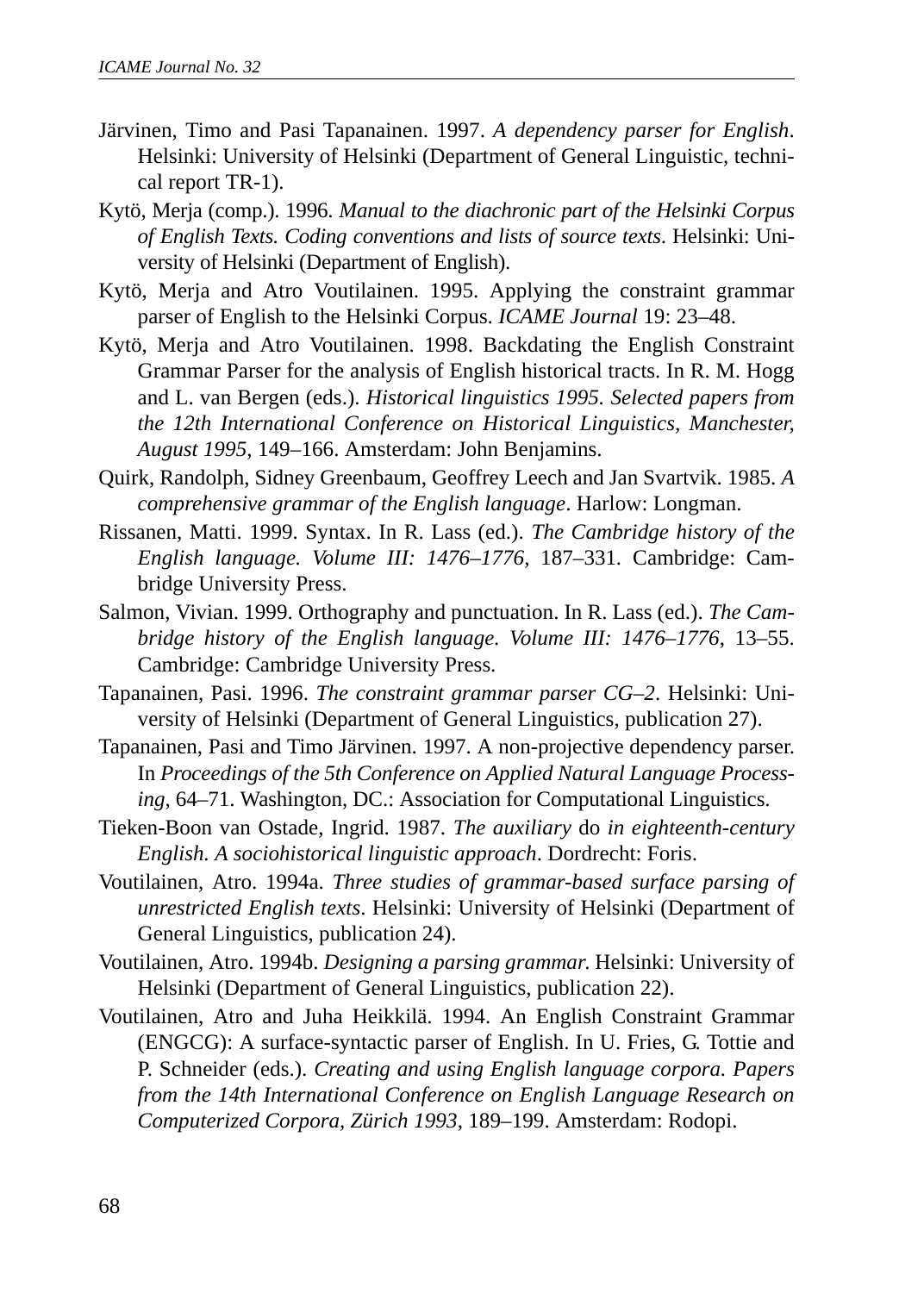Järvinen, Timo and Pasi Tapanainen. 1997. *A dependency parser for English*. Helsinki: University of Helsinki (Department of General Linguistic, technical report TR-1).

Kytö, Merja (comp.). 1996. *Manual to the diachronic part of the Helsinki Corpus of English Texts. Coding conventions and lists of source texts*. Helsinki: University of Helsinki (Department of English).

Kytö, Merja and Atro Voutilainen. 1995. Applying the constraint grammar parser of English to the Helsinki Corpus. *ICAME Journal* 19: 23–48.

Kytö, Merja and Atro Voutilainen. 1998. Backdating the English Constraint Grammar Parser for the analysis of English historical tracts. In R. M. Hogg and L. van Bergen (eds.). *Historical linguistics 1995. Selected papers from the 12th International Conference on Historical Linguistics, Manchester, August 1995*, 149–166. Amsterdam: John Benjamins.

Quirk, Randolph, Sidney Greenbaum, Geoffrey Leech and Jan Svartvik. 1985. *A comprehensive grammar of the English language*. Harlow: Longman.

Rissanen, Matti. 1999. Syntax. In R. Lass (ed.). *The Cambridge history of the English language. Volume III: 1476–1776*, 187–331. Cambridge: Cambridge University Press.

Salmon, Vivian. 1999. Orthography and punctuation. In R. Lass (ed.). *The Cambridge history of the English language. Volume III: 1476–1776*, 13–55. Cambridge: Cambridge University Press.

Tapanainen, Pasi. 1996. *The constraint grammar parser CG–2*. Helsinki: University of Helsinki (Department of General Linguistics, publication 27).

Tapanainen, Pasi and Timo Järvinen. 1997. A non-projective dependency parser. In *Proceedings of the 5th Conference on Applied Natural Language Processing*, 64–71. Washington, DC.: Association for Computational Linguistics.

Tieken-Boon van Ostade, Ingrid. 1987. *The auxiliary* do *in eighteenth-century English. A sociohistorical linguistic approach*. Dordrecht: Foris.

Voutilainen, Atro. 1994a. *Three studies of grammar-based surface parsing of unrestricted English texts*. Helsinki: University of Helsinki (Department of General Linguistics, publication 24).

Voutilainen, Atro. 1994b. *Designing a parsing grammar.* Helsinki: University of Helsinki (Department of General Linguistics, publication 22).

Voutilainen, Atro and Juha Heikkilä. 1994. An English Constraint Grammar (ENGCG): A surface-syntactic parser of English. In U. Fries, G. Tottie and P. Schneider (eds.). *Creating and using English language corpora. Papers from the 14th International Conference on English Language Research on Computerized Corpora, Zürich 1993*, 189–199. Amsterdam: Rodopi.